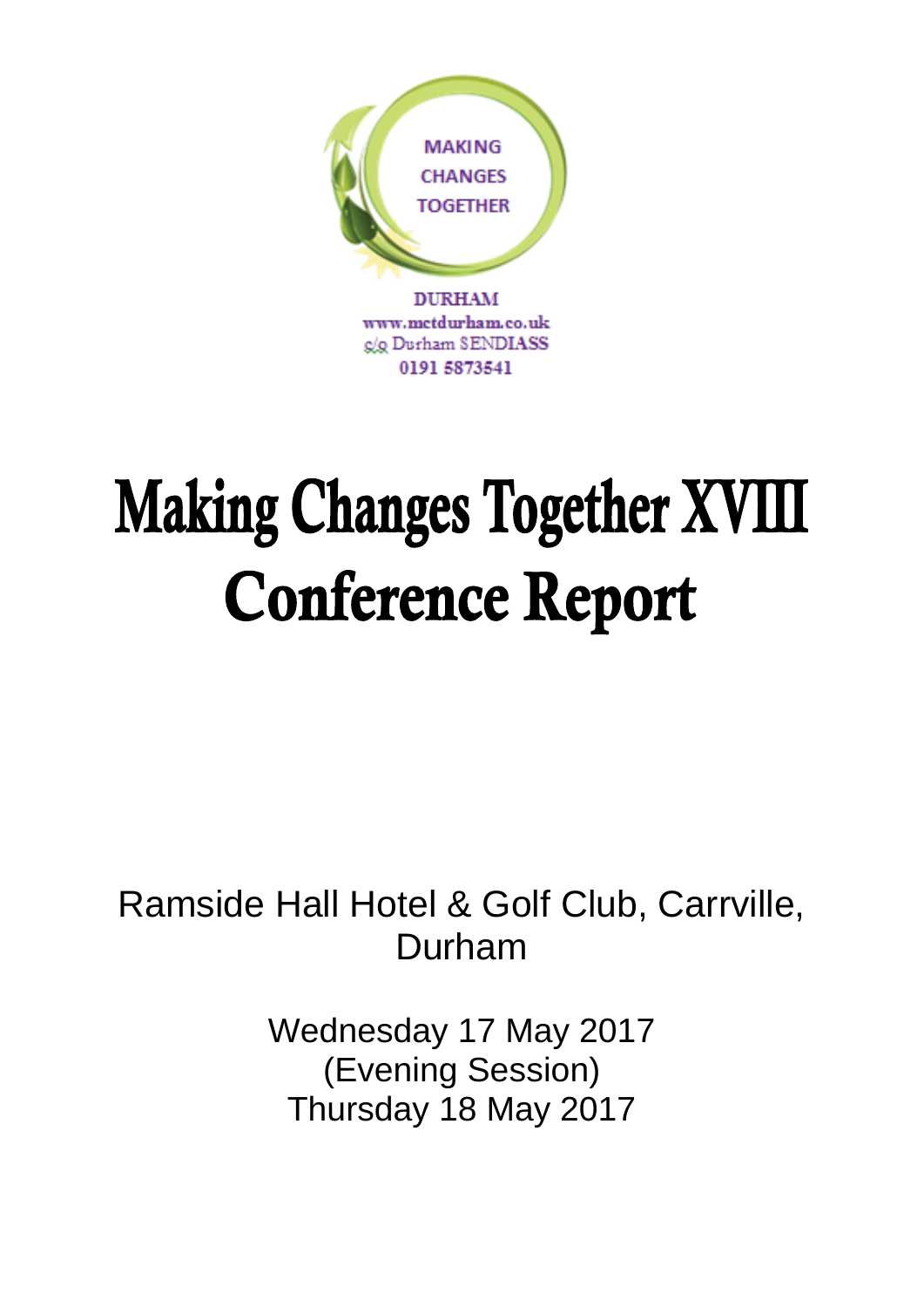MAKING CHANGES TOGETHER

DURHAM
www.mctdurham.co.uk
c/o Durham SENDIASS
0191 5873541

# Making Changes Together XVIII Conference Report

Ramside Hall Hotel & Golf Club, Carrville, Durham

Wednesday 17 May 2017
(Evening Session)
Thursday 18 May 2017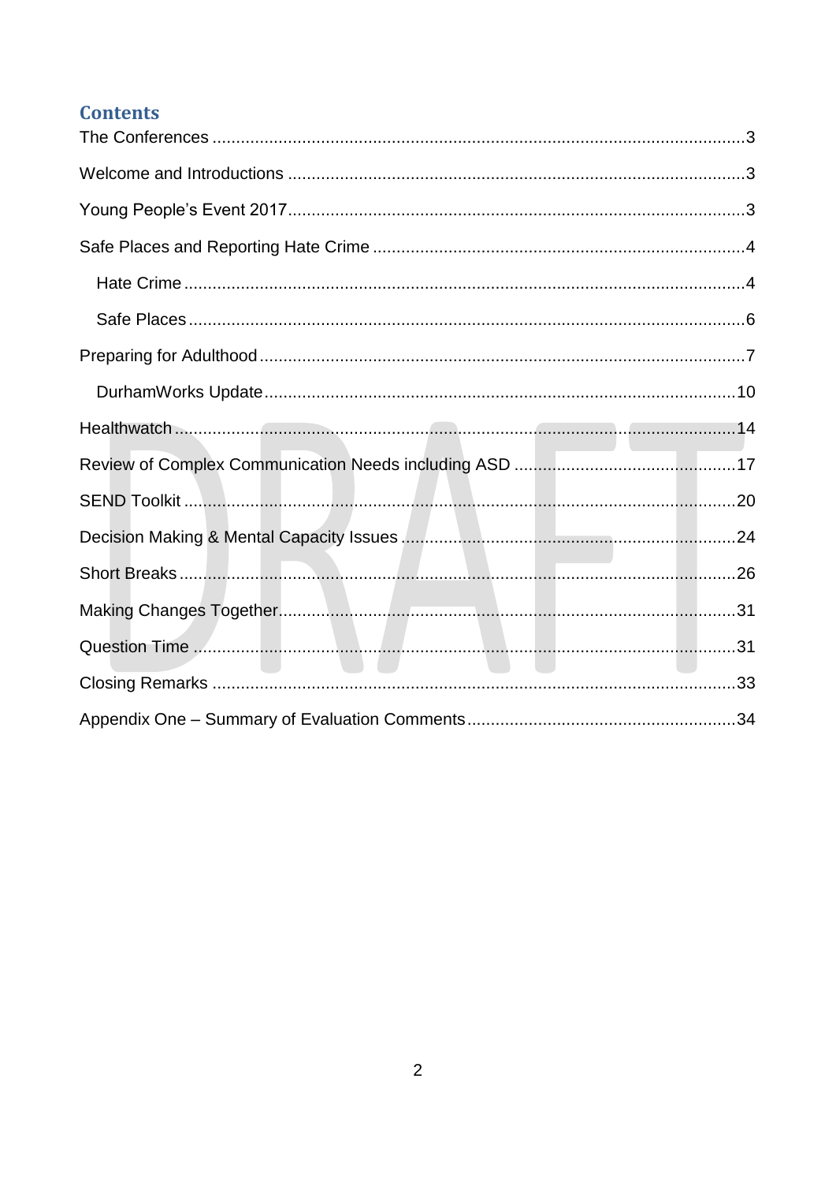## Contents

The Conferences ........................................ 3

Welcome and Introductions ........................................ 3

Young People's Event 2017 ........................................ 3

Safe Places and Reporting Hate Crime ........................................ 4

- Hate Crime ........................................ 4
- Safe Places ........................................ 6

Preparing for Adulthood ........................................ 7

- DurhamWorks Update ........................................ 10

Healthwatch ........................................ 14

Review of Complex Communication Needs including ASD ........................................ 17

SEND Toolkit ........................................ 20

Decision Making & Mental Capacity Issues ........................................ 24

Short Breaks ........................................ 26

Making Changes Together ........................................ 31

Question Time ........................................ 31

Closing Remarks ........................................ 33

Appendix One – Summary of Evaluation Comments ........................................ 34

DRAFT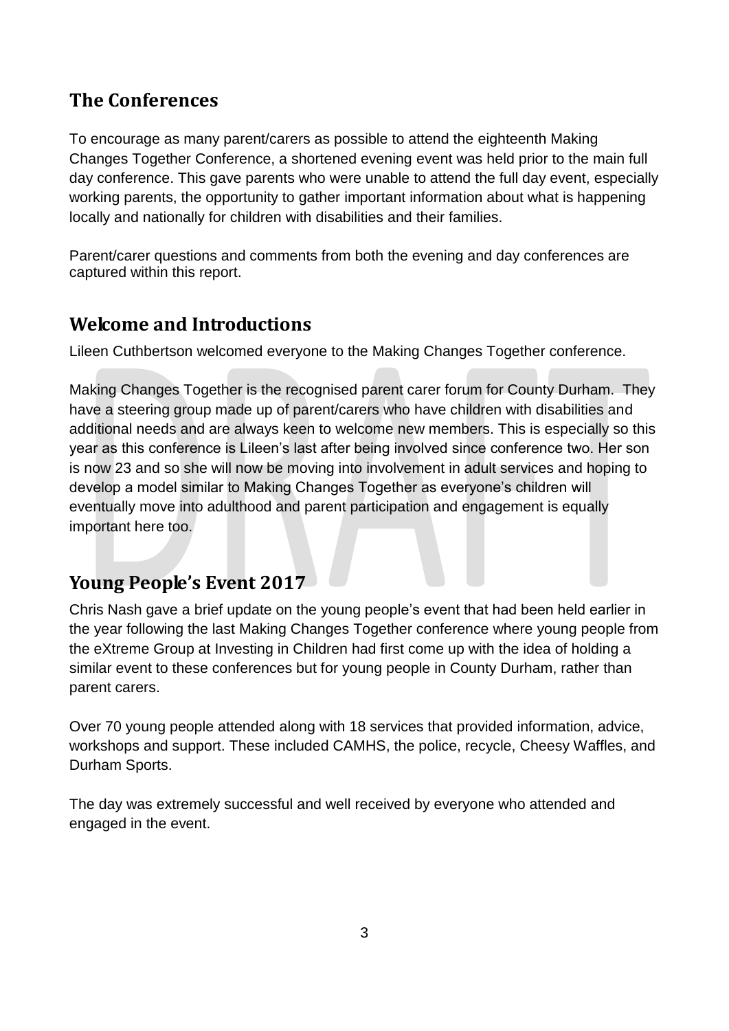## The Conferences

To encourage as many parent/carers as possible to attend the eighteenth Making Changes Together Conference, a shortened evening event was held prior to the main full day conference. This gave parents who were unable to attend the full day event, especially working parents, the opportunity to gather important information about what is happening locally and nationally for children with disabilities and their families.

Parent/carer questions and comments from both the evening and day conferences are captured within this report.

## Welcome and Introductions

Lileen Cuthbertson welcomed everyone to the Making Changes Together conference.

Making Changes Together is the recognised parent carer forum for County Durham. They have a steering group made up of parent/carers who have children with disabilities and additional needs and are always keen to welcome new members. This is especially so this year as this conference is Lileen's last after being involved since conference two. Her son is now 23 and so she will now be moving into involvement in adult services and hoping to develop a model similar to Making Changes Together as everyone's children will eventually move into adulthood and parent participation and engagement is equally important here too.

## Young People's Event 2017

Chris Nash gave a brief update on the young people's event that had been held earlier in the year following the last Making Changes Together conference where young people from the eXtreme Group at Investing in Children had first come up with the idea of holding a similar event to these conferences but for young people in County Durham, rather than parent carers.

Over 70 young people attended along with 18 services that provided information, advice, workshops and support. These included CAMHS, the police, recycle, Cheesy Waffles, and Durham Sports.

The day was extremely successful and well received by everyone who attended and engaged in the event.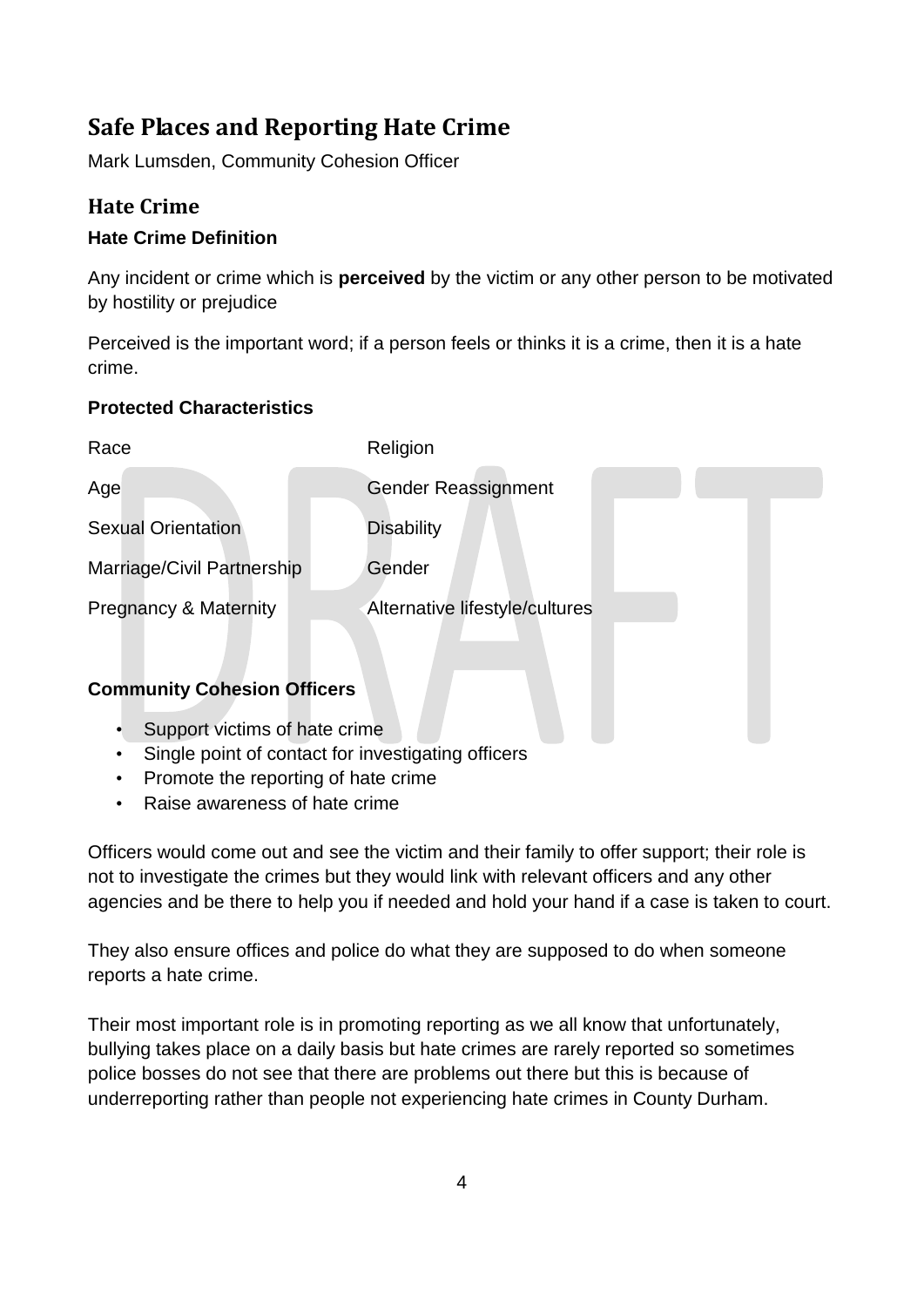## Safe Places and Reporting Hate Crime

Mark Lumsden, Community Cohesion Officer

### Hate Crime

**Hate Crime Definition**

Any incident or crime which is **perceived** by the victim or any other person to be motivated by hostility or prejudice

Perceived is the important word; if a person feels or thinks it is a crime, then it is a hate crime.

**Protected Characteristics**

| | |
|---|---|
| Race | Religion |
| Age | Gender Reassignment |
| Sexual Orientation | Disability |
| Marriage/Civil Partnership | Gender |
| Pregnancy & Maternity | Alternative lifestyle/cultures |

**Community Cohesion Officers**

- Support victims of hate crime
- Single point of contact for investigating officers
- Promote the reporting of hate crime
- Raise awareness of hate crime

Officers would come out and see the victim and their family to offer support; their role is not to investigate the crimes but they would link with relevant officers and any other agencies and be there to help you if needed and hold your hand if a case is taken to court.

They also ensure offices and police do what they are supposed to do when someone reports a hate crime.

Their most important role is in promoting reporting as we all know that unfortunately, bullying takes place on a daily basis but hate crimes are rarely reported so sometimes police bosses do not see that there are problems out there but this is because of underreporting rather than people not experiencing hate crimes in County Durham.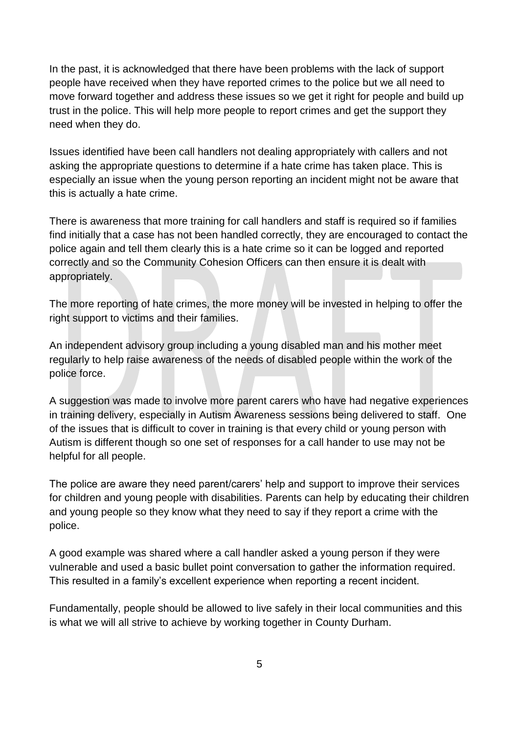In the past, it is acknowledged that there have been problems with the lack of support people have received when they have reported crimes to the police but we all need to move forward together and address these issues so we get it right for people and build up trust in the police. This will help more people to report crimes and get the support they need when they do.

Issues identified have been call handlers not dealing appropriately with callers and not asking the appropriate questions to determine if a hate crime has taken place. This is especially an issue when the young person reporting an incident might not be aware that this is actually a hate crime.

There is awareness that more training for call handlers and staff is required so if families find initially that a case has not been handled correctly, they are encouraged to contact the police again and tell them clearly this is a hate crime so it can be logged and reported correctly and so the Community Cohesion Officers can then ensure it is dealt with appropriately.

The more reporting of hate crimes, the more money will be invested in helping to offer the right support to victims and their families.

An independent advisory group including a young disabled man and his mother meet regularly to help raise awareness of the needs of disabled people within the work of the police force.

A suggestion was made to involve more parent carers who have had negative experiences in training delivery, especially in Autism Awareness sessions being delivered to staff. One of the issues that is difficult to cover in training is that every child or young person with Autism is different though so one set of responses for a call hander to use may not be helpful for all people.

The police are aware they need parent/carers' help and support to improve their services for children and young people with disabilities. Parents can help by educating their children and young people so they know what they need to say if they report a crime with the police.

A good example was shared where a call handler asked a young person if they were vulnerable and used a basic bullet point conversation to gather the information required. This resulted in a family's excellent experience when reporting a recent incident.

Fundamentally, people should be allowed to live safely in their local communities and this is what we will all strive to achieve by working together in County Durham.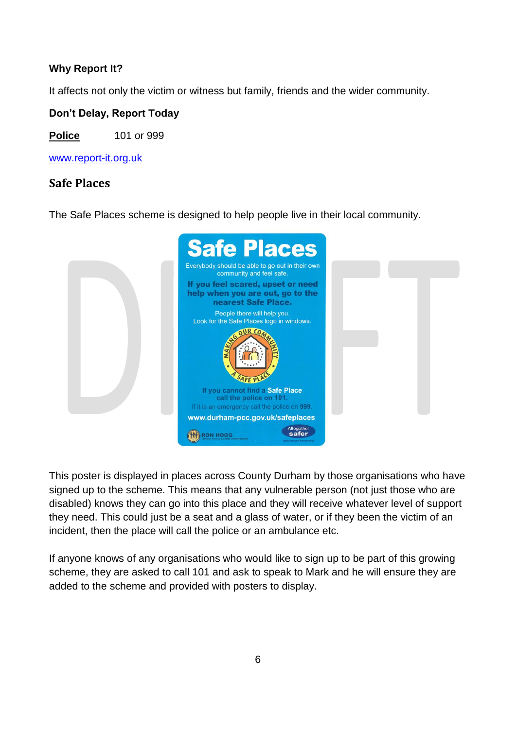**Why Report It?**

It affects not only the victim or witness but family, friends and the wider community.

**Don't Delay, Report Today**

**Police** 101 or 999

www.report-it.org.uk

## Safe Places

The Safe Places scheme is designed to help people live in their local community.

# Safe Places

Everybody should be able to go out in their own community and feel safe.

**If you feel scared, upset or need help when you are out, go to the nearest Safe Place.**

People there will help you.
Look for the Safe Places logo in windows.

MAKING OUR COMMUNITY A SAFE PLACE

If you cannot find a Safe Place call the police on 101.

If it is an emergency call the police on 999.

**www.durham-pcc.gov.uk/safeplaces**

RON HOGG

Altogether safer

This poster is displayed in places across County Durham by those organisations who have signed up to the scheme. This means that any vulnerable person (not just those who are disabled) knows they can go into this place and they will receive whatever level of support they need. This could just be a seat and a glass of water, or if they been the victim of an incident, then the place will call the police or an ambulance etc.

If anyone knows of any organisations who would like to sign up to be part of this growing scheme, they are asked to call 101 and ask to speak to Mark and he will ensure they are added to the scheme and provided with posters to display.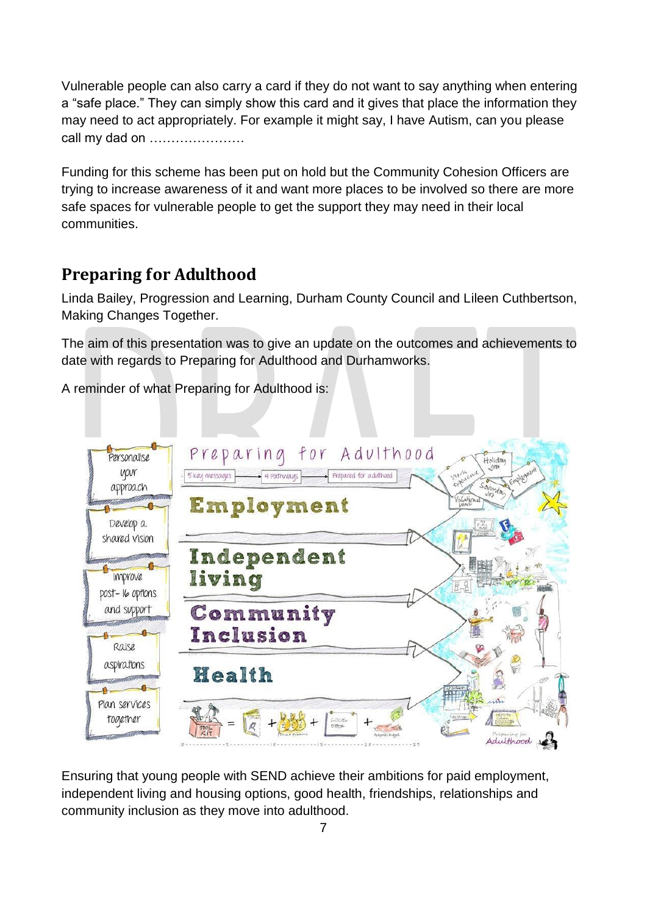Vulnerable people can also carry a card if they do not want to say anything when entering a “safe place.” They can simply show this card and it gives that place the information they may need to act appropriately. For example it might say, I have Autism, can you please call my dad on ………………….

Funding for this scheme has been put on hold but the Community Cohesion Officers are trying to increase awareness of it and want more places to be involved so there are more safe spaces for vulnerable people to get the support they may need in their local communities.

## Preparing for Adulthood

Linda Bailey, Progression and Learning, Durham County Council and Lileen Cuthbertson, Making Changes Together.

The aim of this presentation was to give an update on the outcomes and achievements to date with regards to Preparing for Adulthood and Durhamworks.

A reminder of what Preparing for Adulthood is:

Ensuring that young people with SEND achieve their ambitions for paid employment, independent living and housing options, good health, friendships, relationships and community inclusion as they move into adulthood.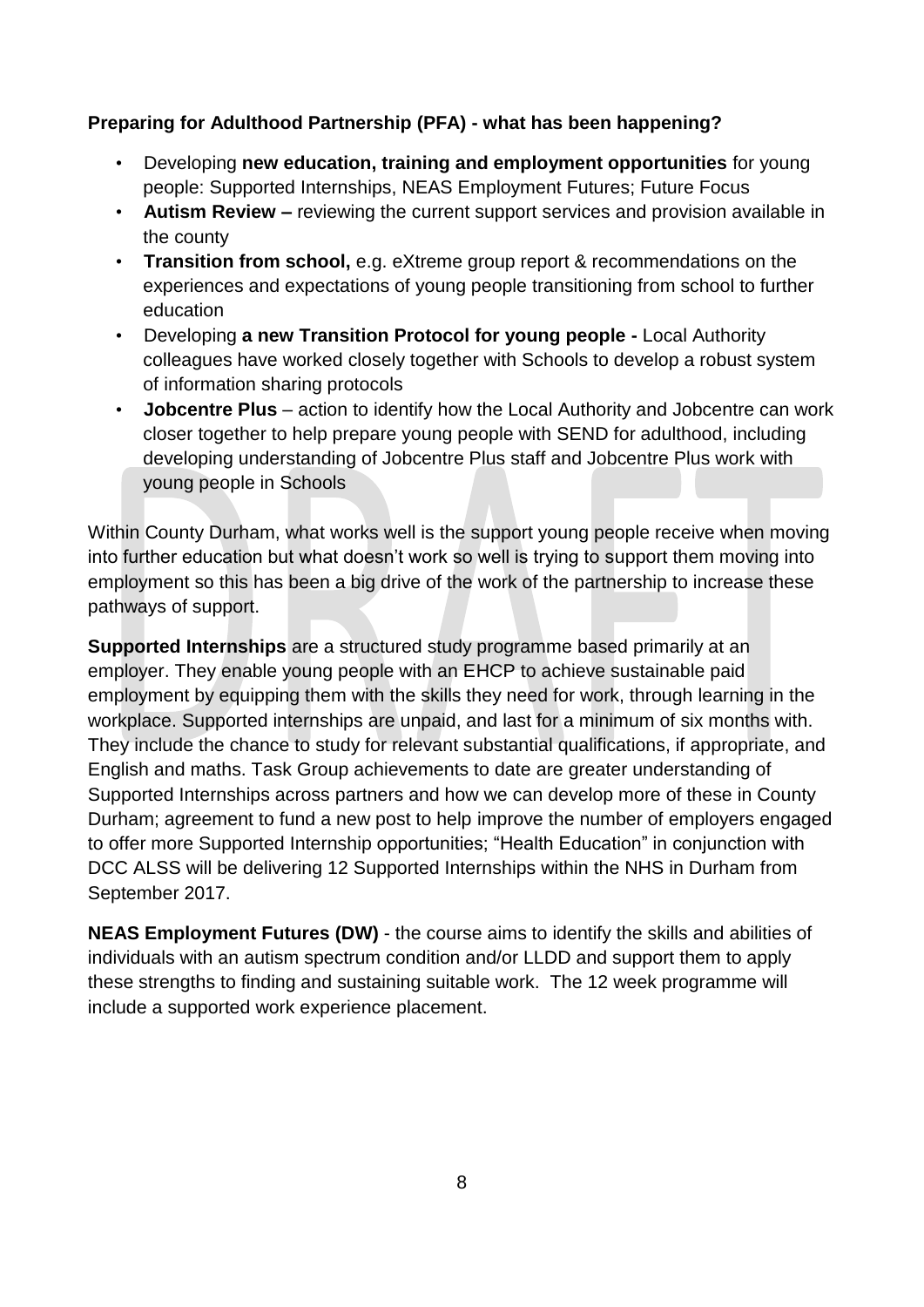**Preparing for Adulthood Partnership (PFA) - what has been happening?**

- Developing **new education, training and employment opportunities** for young people: Supported Internships, NEAS Employment Futures; Future Focus
- **Autism Review –** reviewing the current support services and provision available in the county
- **Transition from school,** e.g. eXtreme group report & recommendations on the experiences and expectations of young people transitioning from school to further education
- Developing **a new Transition Protocol for young people -** Local Authority colleagues have worked closely together with Schools to develop a robust system of information sharing protocols
- **Jobcentre Plus** – action to identify how the Local Authority and Jobcentre can work closer together to help prepare young people with SEND for adulthood, including developing understanding of Jobcentre Plus staff and Jobcentre Plus work with young people in Schools

Within County Durham, what works well is the support young people receive when moving into further education but what doesn't work so well is trying to support them moving into employment so this has been a big drive of the work of the partnership to increase these pathways of support.

**Supported Internships** are a structured study programme based primarily at an employer. They enable young people with an EHCP to achieve sustainable paid employment by equipping them with the skills they need for work, through learning in the workplace. Supported internships are unpaid, and last for a minimum of six months with. They include the chance to study for relevant substantial qualifications, if appropriate, and English and maths. Task Group achievements to date are greater understanding of Supported Internships across partners and how we can develop more of these in County Durham; agreement to fund a new post to help improve the number of employers engaged to offer more Supported Internship opportunities; "Health Education" in conjunction with DCC ALSS will be delivering 12 Supported Internships within the NHS in Durham from September 2017.

**NEAS Employment Futures (DW)** - the course aims to identify the skills and abilities of individuals with an autism spectrum condition and/or LLDD and support them to apply these strengths to finding and sustaining suitable work. The 12 week programme will include a supported work experience placement.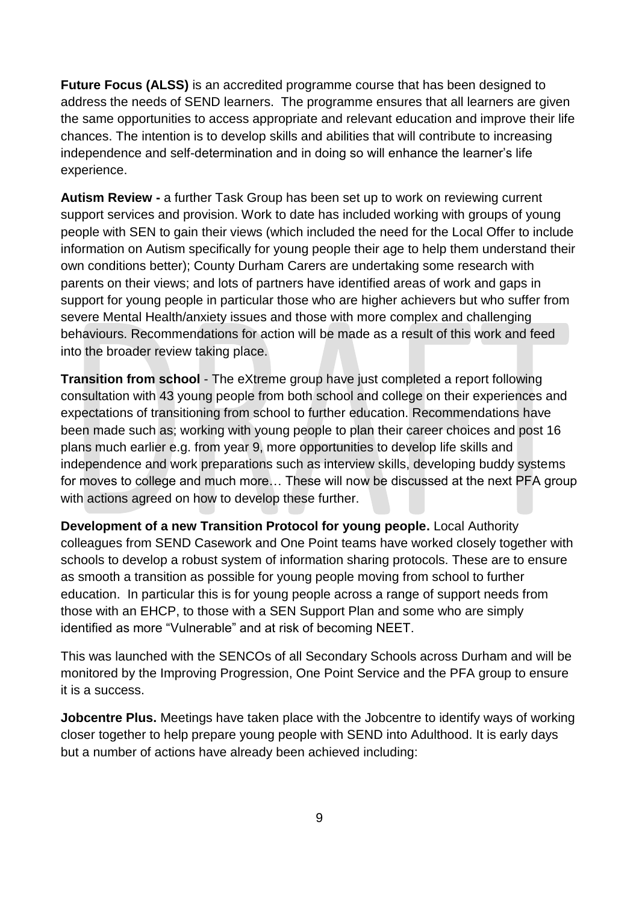**Future Focus (ALSS)** is an accredited programme course that has been designed to address the needs of SEND learners. The programme ensures that all learners are given the same opportunities to access appropriate and relevant education and improve their life chances. The intention is to develop skills and abilities that will contribute to increasing independence and self-determination and in doing so will enhance the learner's life experience.

**Autism Review -** a further Task Group has been set up to work on reviewing current support services and provision. Work to date has included working with groups of young people with SEN to gain their views (which included the need for the Local Offer to include information on Autism specifically for young people their age to help them understand their own conditions better); County Durham Carers are undertaking some research with parents on their views; and lots of partners have identified areas of work and gaps in support for young people in particular those who are higher achievers but who suffer from severe Mental Health/anxiety issues and those with more complex and challenging behaviours. Recommendations for action will be made as a result of this work and feed into the broader review taking place.

**Transition from school** - The eXtreme group have just completed a report following consultation with 43 young people from both school and college on their experiences and expectations of transitioning from school to further education. Recommendations have been made such as; working with young people to plan their career choices and post 16 plans much earlier e.g. from year 9, more opportunities to develop life skills and independence and work preparations such as interview skills, developing buddy systems for moves to college and much more… These will now be discussed at the next PFA group with actions agreed on how to develop these further.

**Development of a new Transition Protocol for young people.** Local Authority colleagues from SEND Casework and One Point teams have worked closely together with schools to develop a robust system of information sharing protocols. These are to ensure as smooth a transition as possible for young people moving from school to further education. In particular this is for young people across a range of support needs from those with an EHCP, to those with a SEN Support Plan and some who are simply identified as more "Vulnerable" and at risk of becoming NEET.

This was launched with the SENCOs of all Secondary Schools across Durham and will be monitored by the Improving Progression, One Point Service and the PFA group to ensure it is a success.

**Jobcentre Plus.** Meetings have taken place with the Jobcentre to identify ways of working closer together to help prepare young people with SEND into Adulthood. It is early days but a number of actions have already been achieved including: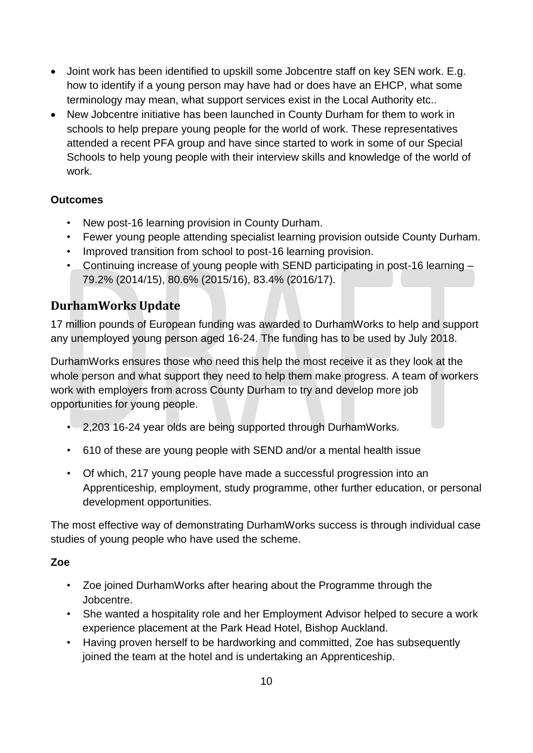- Joint work has been identified to upskill some Jobcentre staff on key SEN work. E.g. how to identify if a young person may have had or does have an EHCP, what some terminology may mean, what support services exist in the Local Authority etc..
- New Jobcentre initiative has been launched in County Durham for them to work in schools to help prepare young people for the world of work. These representatives attended a recent PFA group and have since started to work in some of our Special Schools to help young people with their interview skills and knowledge of the world of work.

**Outcomes**

- New post-16 learning provision in County Durham.
- Fewer young people attending specialist learning provision outside County Durham.
- Improved transition from school to post-16 learning provision.
- Continuing increase of young people with SEND participating in post-16 learning – 79.2% (2014/15), 80.6% (2015/16), 83.4% (2016/17).

## DurhamWorks Update

17 million pounds of European funding was awarded to DurhamWorks to help and support any unemployed young person aged 16-24. The funding has to be used by July 2018.

DurhamWorks ensures those who need this help the most receive it as they look at the whole person and what support they need to help them make progress. A team of workers work with employers from across County Durham to try and develop more job opportunities for young people.

- 2,203 16-24 year olds are being supported through DurhamWorks.
- 610 of these are young people with SEND and/or a mental health issue
- Of which, 217 young people have made a successful progression into an Apprenticeship, employment, study programme, other further education, or personal development opportunities.

The most effective way of demonstrating DurhamWorks success is through individual case studies of young people who have used the scheme.

**Zoe**

- Zoe joined DurhamWorks after hearing about the Programme through the Jobcentre.
- She wanted a hospitality role and her Employment Advisor helped to secure a work experience placement at the Park Head Hotel, Bishop Auckland.
- Having proven herself to be hardworking and committed, Zoe has subsequently joined the team at the hotel and is undertaking an Apprenticeship.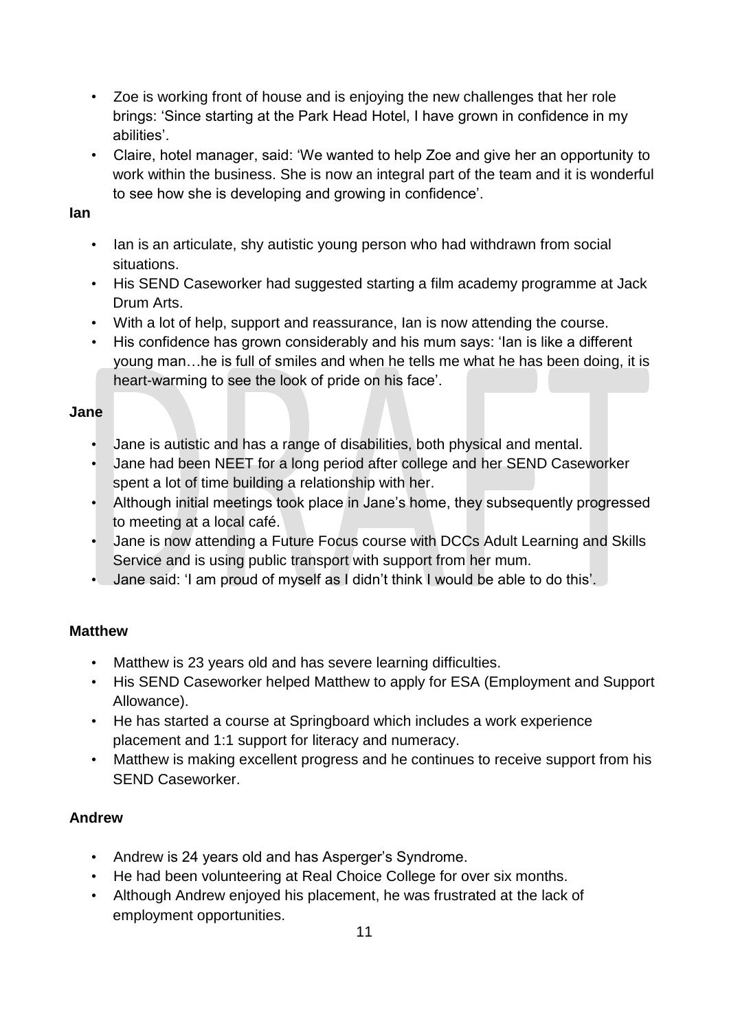- Zoe is working front of house and is enjoying the new challenges that her role brings: 'Since starting at the Park Head Hotel, I have grown in confidence in my abilities'.
- Claire, hotel manager, said: 'We wanted to help Zoe and give her an opportunity to work within the business. She is now an integral part of the team and it is wonderful to see how she is developing and growing in confidence'.

**Ian**

- Ian is an articulate, shy autistic young person who had withdrawn from social situations.
- His SEND Caseworker had suggested starting a film academy programme at Jack Drum Arts.
- With a lot of help, support and reassurance, Ian is now attending the course.
- His confidence has grown considerably and his mum says: 'Ian is like a different young man…he is full of smiles and when he tells me what he has been doing, it is heart-warming to see the look of pride on his face'.

**Jane**

- Jane is autistic and has a range of disabilities, both physical and mental.
- Jane had been NEET for a long period after college and her SEND Caseworker spent a lot of time building a relationship with her.
- Although initial meetings took place in Jane's home, they subsequently progressed to meeting at a local café.
- Jane is now attending a Future Focus course with DCCs Adult Learning and Skills Service and is using public transport with support from her mum.
- Jane said: 'I am proud of myself as I didn't think I would be able to do this'.

**Matthew**

- Matthew is 23 years old and has severe learning difficulties.
- His SEND Caseworker helped Matthew to apply for ESA (Employment and Support Allowance).
- He has started a course at Springboard which includes a work experience placement and 1:1 support for literacy and numeracy.
- Matthew is making excellent progress and he continues to receive support from his SEND Caseworker.

**Andrew**

- Andrew is 24 years old and has Asperger's Syndrome.
- He had been volunteering at Real Choice College for over six months.
- Although Andrew enjoyed his placement, he was frustrated at the lack of employment opportunities.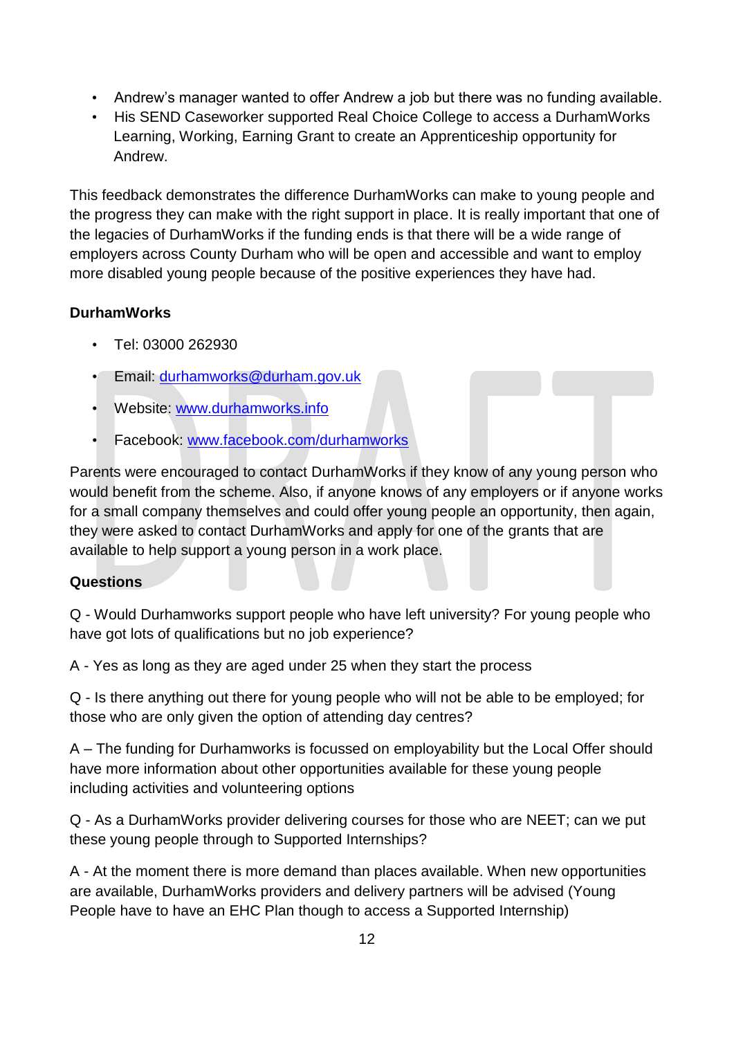- Andrew's manager wanted to offer Andrew a job but there was no funding available.
- His SEND Caseworker supported Real Choice College to access a DurhamWorks Learning, Working, Earning Grant to create an Apprenticeship opportunity for Andrew.

This feedback demonstrates the difference DurhamWorks can make to young people and the progress they can make with the right support in place. It is really important that one of the legacies of DurhamWorks if the funding ends is that there will be a wide range of employers across County Durham who will be open and accessible and want to employ more disabled young people because of the positive experiences they have had.

**DurhamWorks**

- Tel: 03000 262930
- Email: [durhamworks@durham.gov.uk](mailto:durhamworks@durham.gov.uk)
- Website: [www.durhamworks.info](http://www.durhamworks.info)
- Facebook: [www.facebook.com/durhamworks](http://www.facebook.com/durhamworks)

Parents were encouraged to contact DurhamWorks if they know of any young person who would benefit from the scheme. Also, if anyone knows of any employers or if anyone works for a small company themselves and could offer young people an opportunity, then again, they were asked to contact DurhamWorks and apply for one of the grants that are available to help support a young person in a work place.

**Questions**

Q - Would Durhamworks support people who have left university? For young people who have got lots of qualifications but no job experience?

A - Yes as long as they are aged under 25 when they start the process

Q - Is there anything out there for young people who will not be able to be employed; for those who are only given the option of attending day centres?

A – The funding for Durhamworks is focussed on employability but the Local Offer should have more information about other opportunities available for these young people including activities and volunteering options

Q - As a DurhamWorks provider delivering courses for those who are NEET; can we put these young people through to Supported Internships?

A - At the moment there is more demand than places available. When new opportunities are available, DurhamWorks providers and delivery partners will be advised (Young People have to have an EHC Plan though to access a Supported Internship)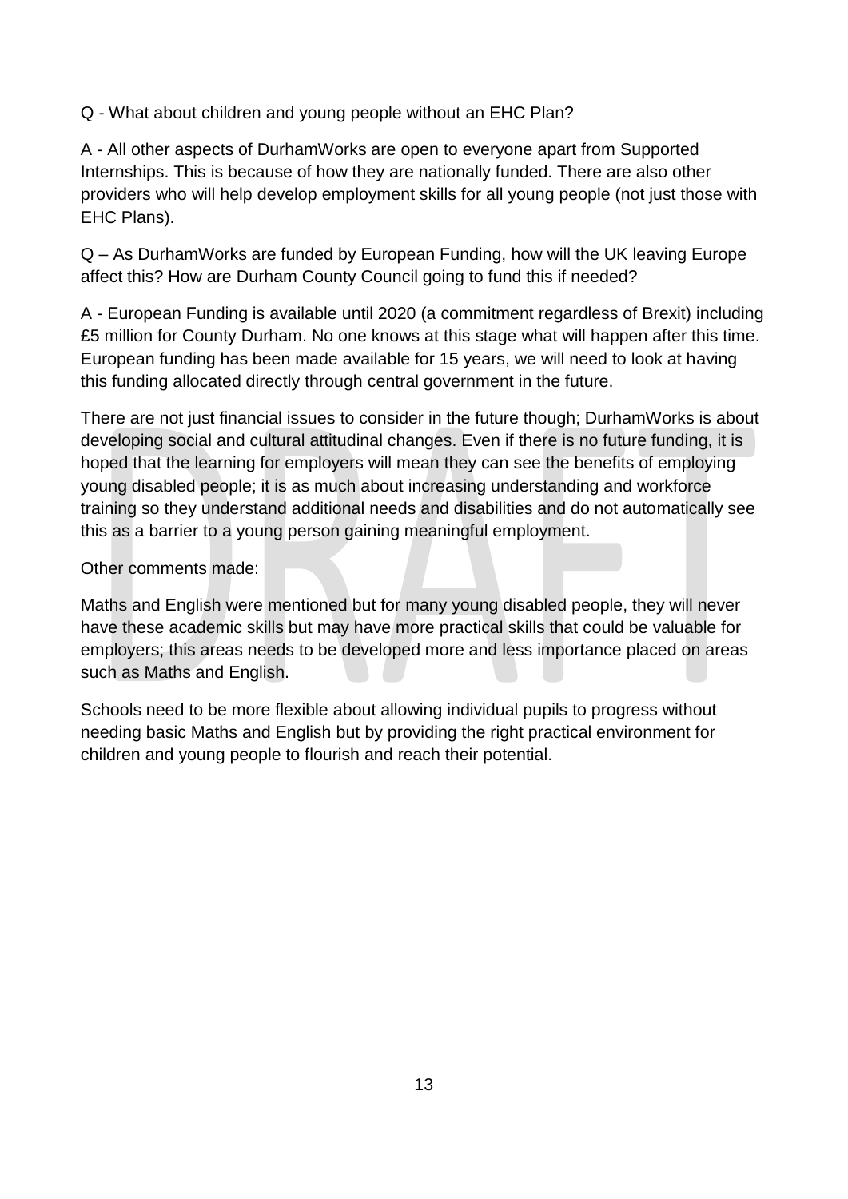Q - What about children and young people without an EHC Plan?

A - All other aspects of DurhamWorks are open to everyone apart from Supported Internships. This is because of how they are nationally funded. There are also other providers who will help develop employment skills for all young people (not just those with EHC Plans).

Q – As DurhamWorks are funded by European Funding, how will the UK leaving Europe affect this? How are Durham County Council going to fund this if needed?

A - European Funding is available until 2020 (a commitment regardless of Brexit) including £5 million for County Durham. No one knows at this stage what will happen after this time. European funding has been made available for 15 years, we will need to look at having this funding allocated directly through central government in the future.

There are not just financial issues to consider in the future though; DurhamWorks is about developing social and cultural attitudinal changes. Even if there is no future funding, it is hoped that the learning for employers will mean they can see the benefits of employing young disabled people; it is as much about increasing understanding and workforce training so they understand additional needs and disabilities and do not automatically see this as a barrier to a young person gaining meaningful employment.

Other comments made:

Maths and English were mentioned but for many young disabled people, they will never have these academic skills but may have more practical skills that could be valuable for employers; this areas needs to be developed more and less importance placed on areas such as Maths and English.

Schools need to be more flexible about allowing individual pupils to progress without needing basic Maths and English but by providing the right practical environment for children and young people to flourish and reach their potential.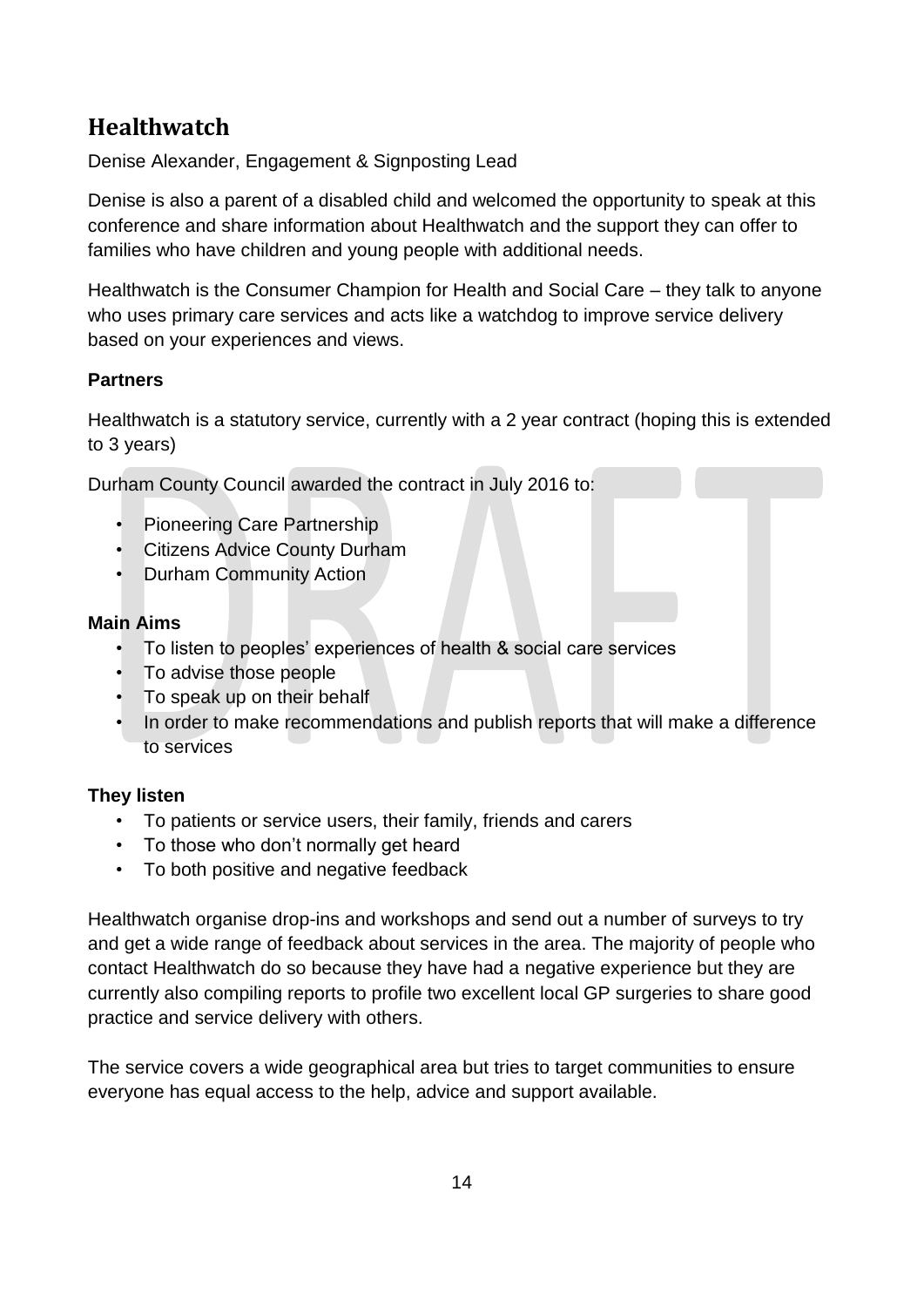## Healthwatch

Denise Alexander, Engagement & Signposting Lead

Denise is also a parent of a disabled child and welcomed the opportunity to speak at this conference and share information about Healthwatch and the support they can offer to families who have children and young people with additional needs.

Healthwatch is the Consumer Champion for Health and Social Care – they talk to anyone who uses primary care services and acts like a watchdog to improve service delivery based on your experiences and views.

### Partners

Healthwatch is a statutory service, currently with a 2 year contract (hoping this is extended to 3 years)

Durham County Council awarded the contract in July 2016 to:

- Pioneering Care Partnership
- Citizens Advice County Durham
- Durham Community Action

### Main Aims

- To listen to peoples' experiences of health & social care services
- To advise those people
- To speak up on their behalf
- In order to make recommendations and publish reports that will make a difference to services

### They listen

- To patients or service users, their family, friends and carers
- To those who don't normally get heard
- To both positive and negative feedback

Healthwatch organise drop-ins and workshops and send out a number of surveys to try and get a wide range of feedback about services in the area. The majority of people who contact Healthwatch do so because they have had a negative experience but they are currently also compiling reports to profile two excellent local GP surgeries to share good practice and service delivery with others.

The service covers a wide geographical area but tries to target communities to ensure everyone has equal access to the help, advice and support available.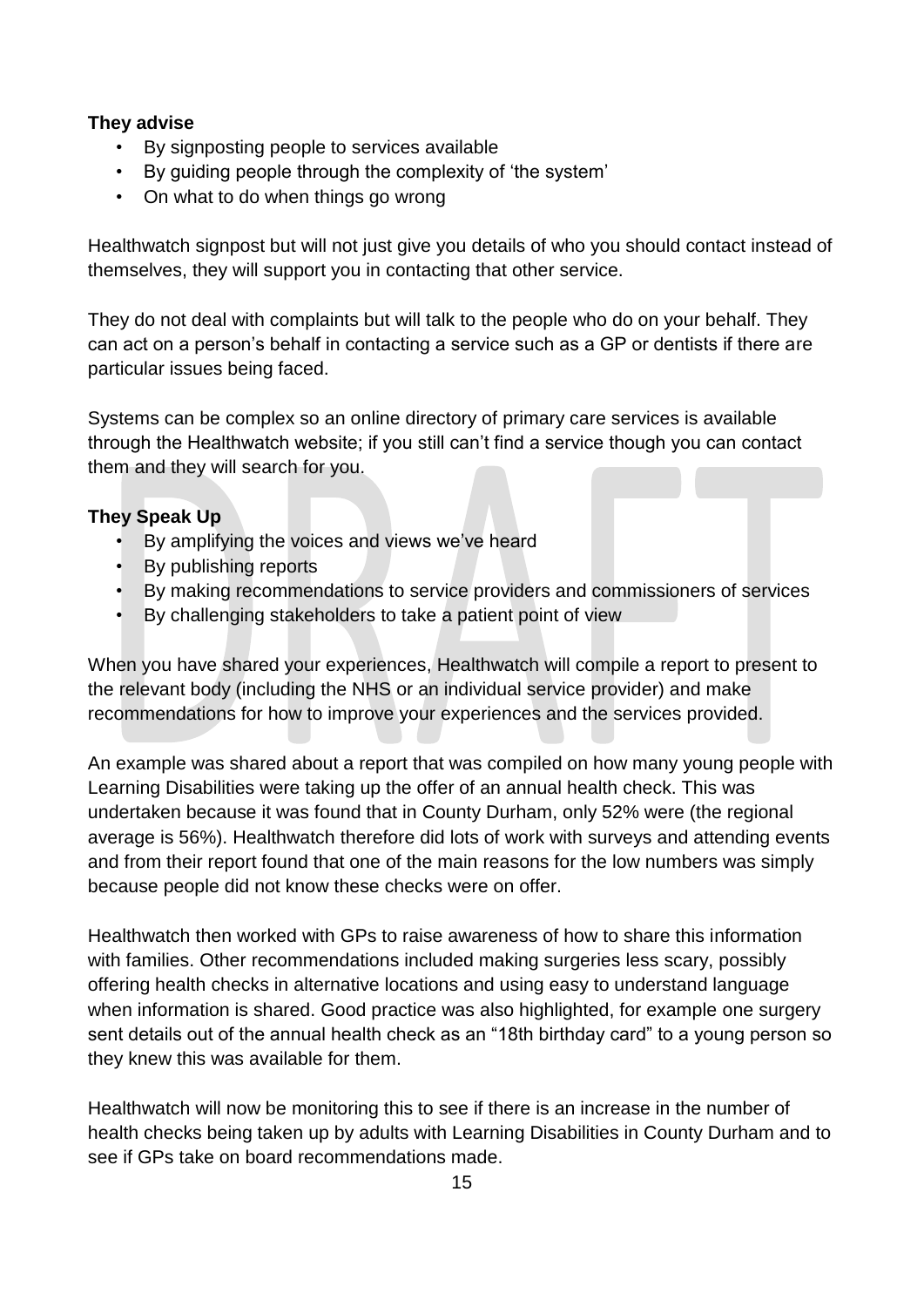**They advise**

- By signposting people to services available
- By guiding people through the complexity of 'the system'
- On what to do when things go wrong

Healthwatch signpost but will not just give you details of who you should contact instead of themselves, they will support you in contacting that other service.

They do not deal with complaints but will talk to the people who do on your behalf. They can act on a person's behalf in contacting a service such as a GP or dentists if there are particular issues being faced.

Systems can be complex so an online directory of primary care services is available through the Healthwatch website; if you still can't find a service though you can contact them and they will search for you.

**They Speak Up**

- By amplifying the voices and views we've heard
- By publishing reports
- By making recommendations to service providers and commissioners of services
- By challenging stakeholders to take a patient point of view

When you have shared your experiences, Healthwatch will compile a report to present to the relevant body (including the NHS or an individual service provider) and make recommendations for how to improve your experiences and the services provided.

An example was shared about a report that was compiled on how many young people with Learning Disabilities were taking up the offer of an annual health check. This was undertaken because it was found that in County Durham, only 52% were (the regional average is 56%). Healthwatch therefore did lots of work with surveys and attending events and from their report found that one of the main reasons for the low numbers was simply because people did not know these checks were on offer.

Healthwatch then worked with GPs to raise awareness of how to share this information with families. Other recommendations included making surgeries less scary, possibly offering health checks in alternative locations and using easy to understand language when information is shared. Good practice was also highlighted, for example one surgery sent details out of the annual health check as an "18th birthday card" to a young person so they knew this was available for them.

Healthwatch will now be monitoring this to see if there is an increase in the number of health checks being taken up by adults with Learning Disabilities in County Durham and to see if GPs take on board recommendations made.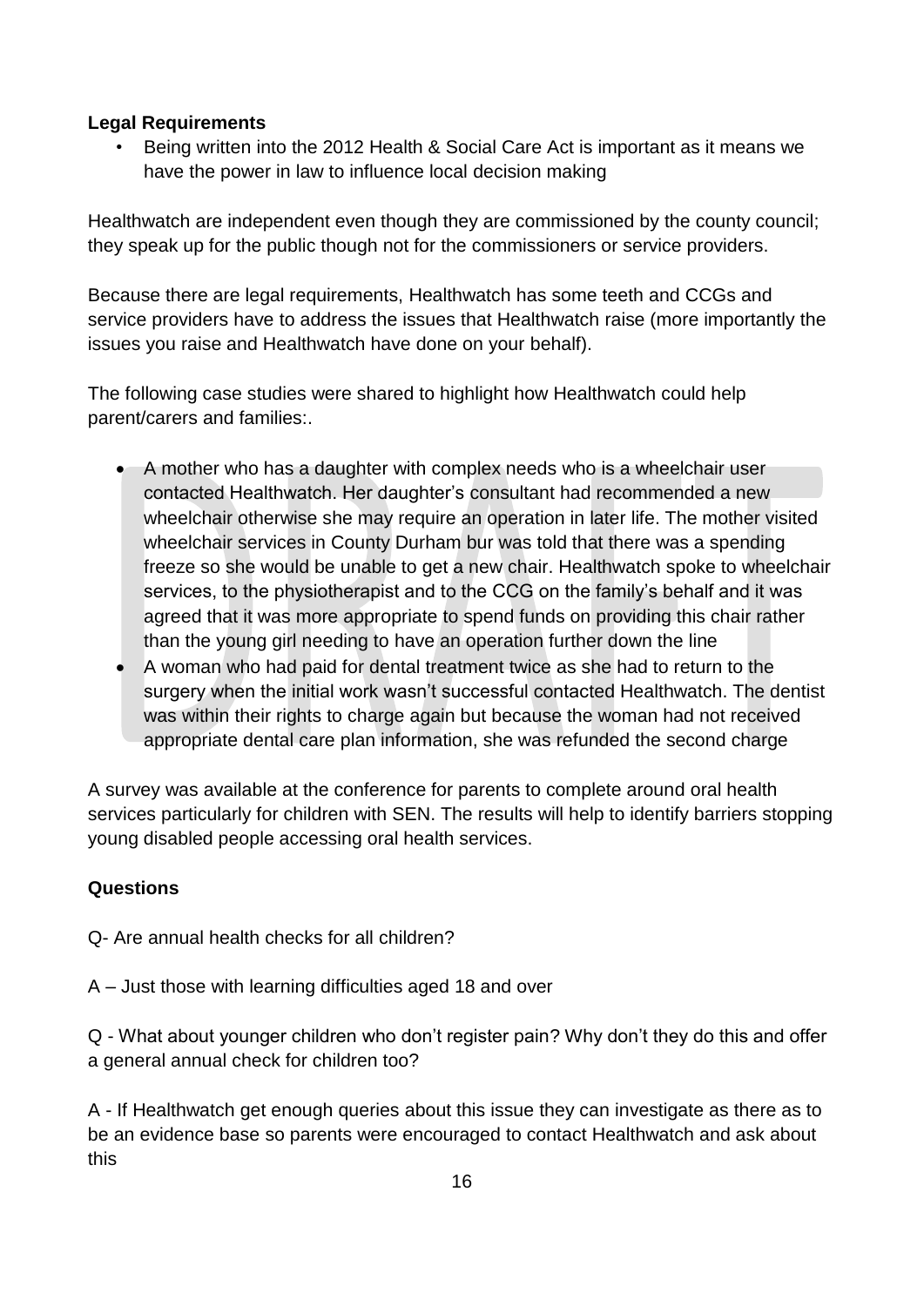**Legal Requirements**

- Being written into the 2012 Health & Social Care Act is important as it means we have the power in law to influence local decision making

Healthwatch are independent even though they are commissioned by the county council; they speak up for the public though not for the commissioners or service providers.

Because there are legal requirements, Healthwatch has some teeth and CCGs and service providers have to address the issues that Healthwatch raise (more importantly the issues you raise and Healthwatch have done on your behalf).

The following case studies were shared to highlight how Healthwatch could help parent/carers and families:.

- A mother who has a daughter with complex needs who is a wheelchair user contacted Healthwatch. Her daughter's consultant had recommended a new wheelchair otherwise she may require an operation in later life. The mother visited wheelchair services in County Durham bur was told that there was a spending freeze so she would be unable to get a new chair. Healthwatch spoke to wheelchair services, to the physiotherapist and to the CCG on the family's behalf and it was agreed that it was more appropriate to spend funds on providing this chair rather than the young girl needing to have an operation further down the line
- A woman who had paid for dental treatment twice as she had to return to the surgery when the initial work wasn't successful contacted Healthwatch. The dentist was within their rights to charge again but because the woman had not received appropriate dental care plan information, she was refunded the second charge

A survey was available at the conference for parents to complete around oral health services particularly for children with SEN. The results will help to identify barriers stopping young disabled people accessing oral health services.

**Questions**

Q- Are annual health checks for all children?

A – Just those with learning difficulties aged 18 and over

Q - What about younger children who don't register pain? Why don't they do this and offer a general annual check for children too?

A - If Healthwatch get enough queries about this issue they can investigate as there as to be an evidence base so parents were encouraged to contact Healthwatch and ask about this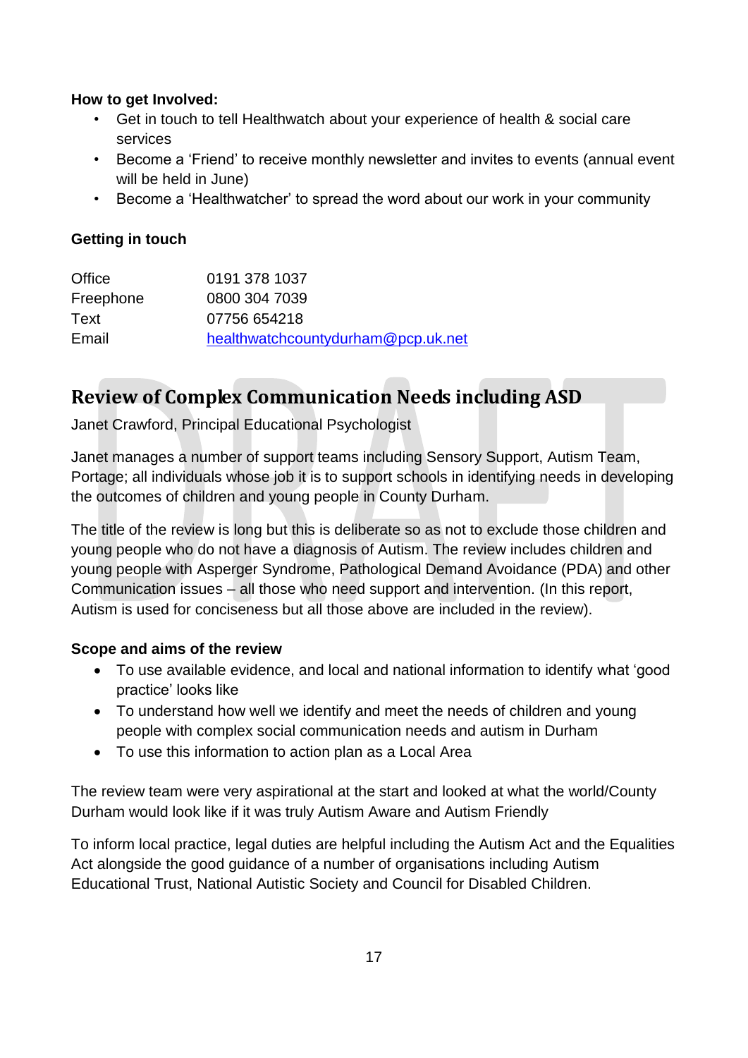**How to get Involved:**

- Get in touch to tell Healthwatch about your experience of health & social care services
- Become a 'Friend' to receive monthly newsletter and invites to events (annual event will be held in June)
- Become a 'Healthwatcher' to spread the word about our work in your community

**Getting in touch**

| | |
|---|---|
| Office | 0191 378 1037 |
| Freephone | 0800 304 7039 |
| Text | 07756 654218 |
| Email | healthwatchcountydurham@pcp.uk.net |

## Review of Complex Communication Needs including ASD

Janet Crawford, Principal Educational Psychologist

Janet manages a number of support teams including Sensory Support, Autism Team, Portage; all individuals whose job it is to support schools in identifying needs in developing the outcomes of children and young people in County Durham.

The title of the review is long but this is deliberate so as not to exclude those children and young people who do not have a diagnosis of Autism. The review includes children and young people with Asperger Syndrome, Pathological Demand Avoidance (PDA) and other Communication issues – all those who need support and intervention. (In this report, Autism is used for conciseness but all those above are included in the review).

**Scope and aims of the review**

- To use available evidence, and local and national information to identify what 'good practice' looks like
- To understand how well we identify and meet the needs of children and young people with complex social communication needs and autism in Durham
- To use this information to action plan as a Local Area

The review team were very aspirational at the start and looked at what the world/County Durham would look like if it was truly Autism Aware and Autism Friendly

To inform local practice, legal duties are helpful including the Autism Act and the Equalities Act alongside the good guidance of a number of organisations including Autism Educational Trust, National Autistic Society and Council for Disabled Children.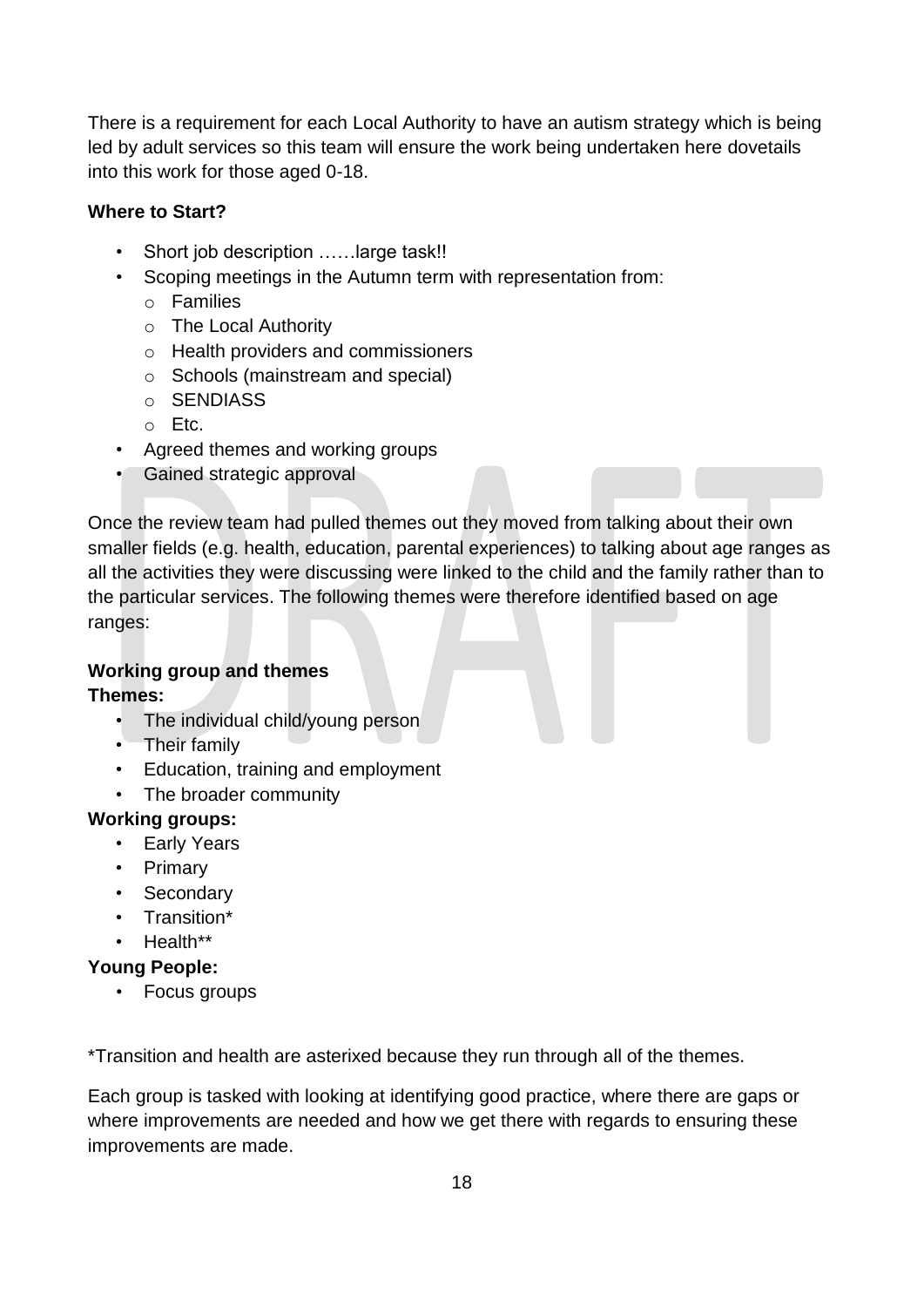There is a requirement for each Local Authority to have an autism strategy which is being led by adult services so this team will ensure the work being undertaken here dovetails into this work for those aged 0-18.

**Where to Start?**

- Short job description ……large task!!
- Scoping meetings in the Autumn term with representation from:
  - Families
  - The Local Authority
  - Health providers and commissioners
  - Schools (mainstream and special)
  - SENDIASS
  - Etc.
- Agreed themes and working groups
- Gained strategic approval

Once the review team had pulled themes out they moved from talking about their own smaller fields (e.g. health, education, parental experiences) to talking about age ranges as all the activities they were discussing were linked to the child and the family rather than to the particular services. The following themes were therefore identified based on age ranges:

**Working group and themes**

**Themes:**

- The individual child/young person
- Their family
- Education, training and employment
- The broader community

**Working groups:**

- Early Years
- Primary
- Secondary
- Transition*
- Health**

**Young People:**

- Focus groups

*Transition and health are asterixed because they run through all of the themes.

Each group is tasked with looking at identifying good practice, where there are gaps or where improvements are needed and how we get there with regards to ensuring these improvements are made.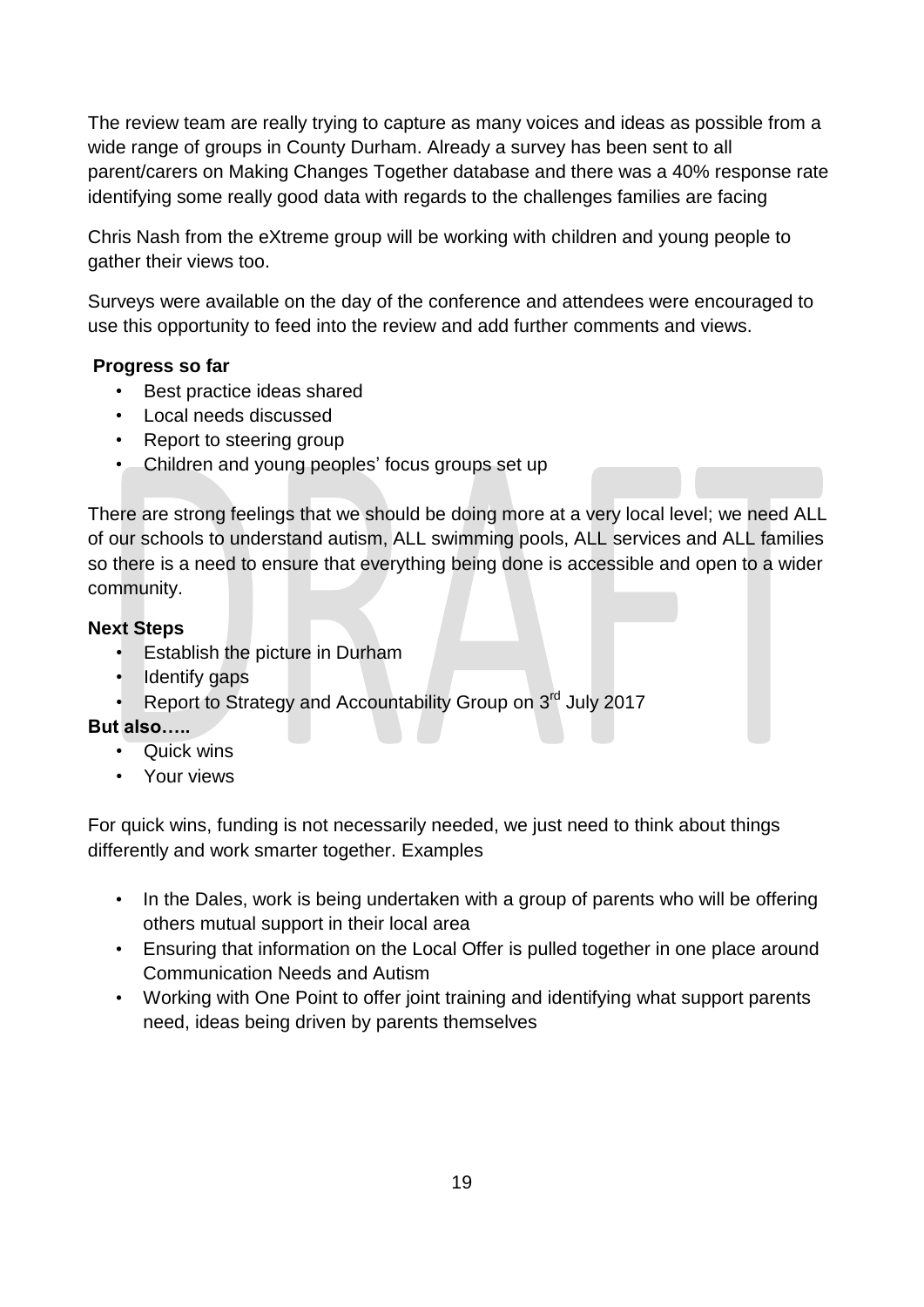The review team are really trying to capture as many voices and ideas as possible from a wide range of groups in County Durham. Already a survey has been sent to all parent/carers on Making Changes Together database and there was a 40% response rate identifying some really good data with regards to the challenges families are facing

Chris Nash from the eXtreme group will be working with children and young people to gather their views too.

Surveys were available on the day of the conference and attendees were encouraged to use this opportunity to feed into the review and add further comments and views.

**Progress so far**

- Best practice ideas shared
- Local needs discussed
- Report to steering group
- Children and young peoples' focus groups set up

There are strong feelings that we should be doing more at a very local level; we need ALL of our schools to understand autism, ALL swimming pools, ALL services and ALL families so there is a need to ensure that everything being done is accessible and open to a wider community.

**Next Steps**

- Establish the picture in Durham
- Identify gaps
- Report to Strategy and Accountability Group on 3rd July 2017

**But also…..**

- Quick wins
- Your views

For quick wins, funding is not necessarily needed, we just need to think about things differently and work smarter together. Examples

- In the Dales, work is being undertaken with a group of parents who will be offering others mutual support in their local area
- Ensuring that information on the Local Offer is pulled together in one place around Communication Needs and Autism
- Working with One Point to offer joint training and identifying what support parents need, ideas being driven by parents themselves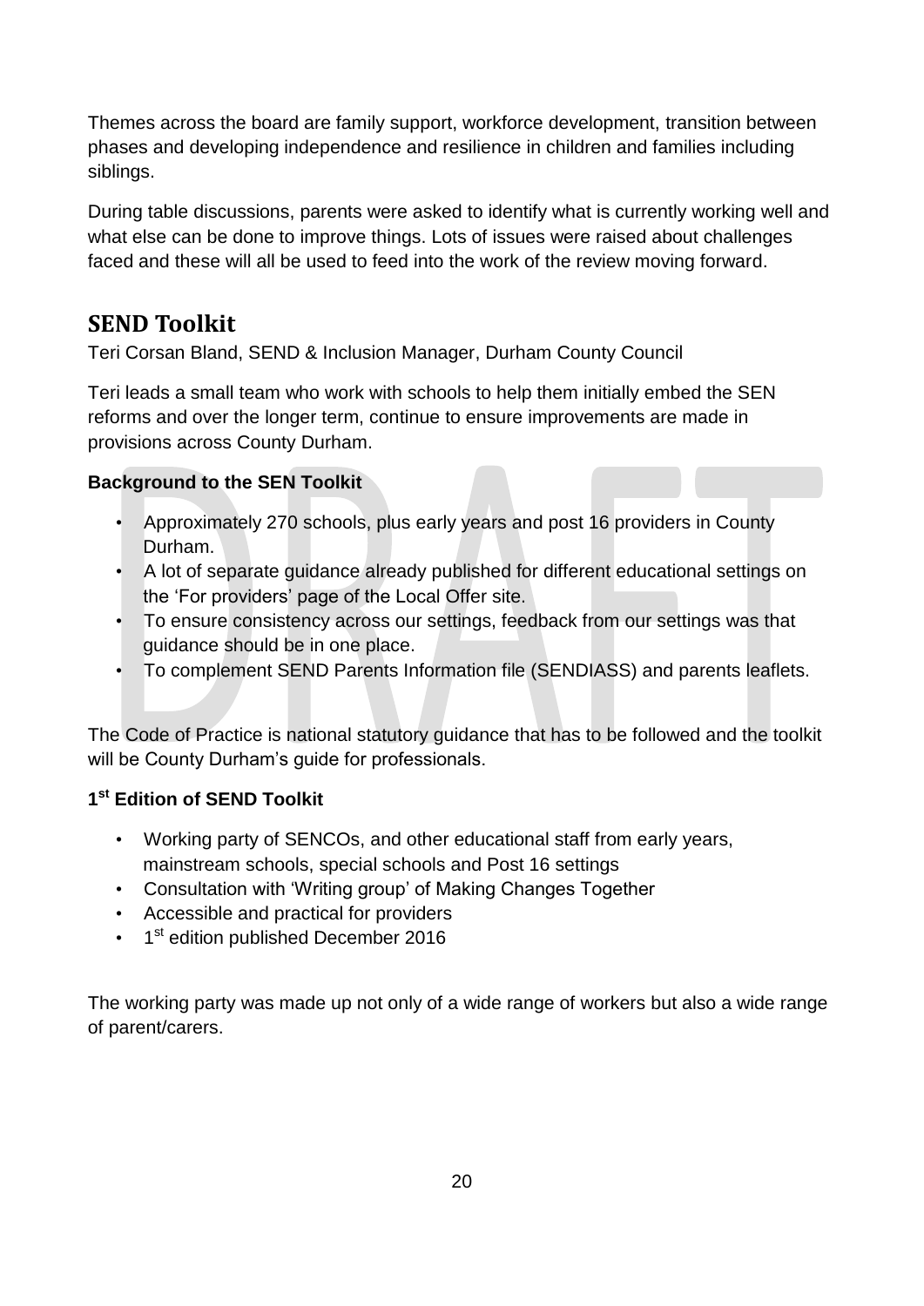Themes across the board are family support, workforce development, transition between phases and developing independence and resilience in children and families including siblings.

During table discussions, parents were asked to identify what is currently working well and what else can be done to improve things. Lots of issues were raised about challenges faced and these will all be used to feed into the work of the review moving forward.

## SEND Toolkit

Teri Corsan Bland, SEND & Inclusion Manager, Durham County Council

Teri leads a small team who work with schools to help them initially embed the SEN reforms and over the longer term, continue to ensure improvements are made in provisions across County Durham.

**Background to the SEN Toolkit**

- Approximately 270 schools, plus early years and post 16 providers in County Durham.
- A lot of separate guidance already published for different educational settings on the 'For providers' page of the Local Offer site.
- To ensure consistency across our settings, feedback from our settings was that guidance should be in one place.
- To complement SEND Parents Information file (SENDIASS) and parents leaflets.

The Code of Practice is national statutory guidance that has to be followed and the toolkit will be County Durham's guide for professionals.

**1st Edition of SEND Toolkit**

- Working party of SENCOs, and other educational staff from early years, mainstream schools, special schools and Post 16 settings
- Consultation with 'Writing group' of Making Changes Together
- Accessible and practical for providers
- 1st edition published December 2016

The working party was made up not only of a wide range of workers but also a wide range of parent/carers.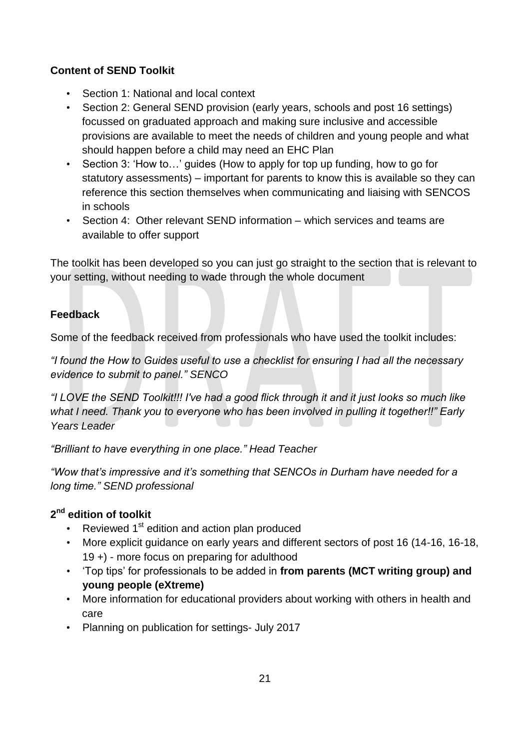**Content of SEND Toolkit**

- Section 1: National and local context
- Section 2: General SEND provision (early years, schools and post 16 settings) focussed on graduated approach and making sure inclusive and accessible provisions are available to meet the needs of children and young people and what should happen before a child may need an EHC Plan
- Section 3: 'How to…' guides (How to apply for top up funding, how to go for statutory assessments) – important for parents to know this is available so they can reference this section themselves when communicating and liaising with SENCOS in schools
- Section 4: Other relevant SEND information – which services and teams are available to offer support

The toolkit has been developed so you can just go straight to the section that is relevant to your setting, without needing to wade through the whole document

**Feedback**

Some of the feedback received from professionals who have used the toolkit includes:

*"I found the How to Guides useful to use a checklist for ensuring I had all the necessary evidence to submit to panel." SENCO*

*"I LOVE the SEND Toolkit!!! I've had a good flick through it and it just looks so much like what I need. Thank you to everyone who has been involved in pulling it together!!" Early Years Leader*

*"Brilliant to have everything in one place." Head Teacher*

*"Wow that's impressive and it's something that SENCOs in Durham have needed for a long time." SEND professional*

**2nd edition of toolkit**

- Reviewed 1st edition and action plan produced
- More explicit guidance on early years and different sectors of post 16 (14-16, 16-18, 19 +) - more focus on preparing for adulthood
- 'Top tips' for professionals to be added in **from parents (MCT writing group) and young people (eXtreme)**
- More information for educational providers about working with others in health and care
- Planning on publication for settings- July 2017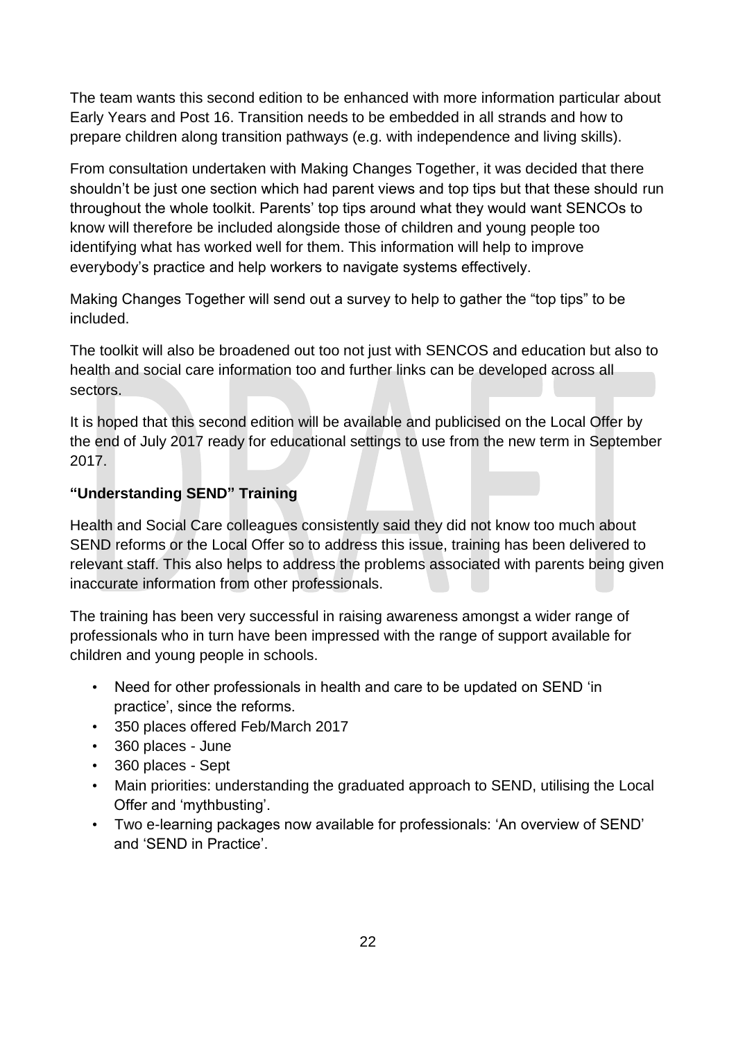The team wants this second edition to be enhanced with more information particular about Early Years and Post 16. Transition needs to be embedded in all strands and how to prepare children along transition pathways (e.g. with independence and living skills).

From consultation undertaken with Making Changes Together, it was decided that there shouldn't be just one section which had parent views and top tips but that these should run throughout the whole toolkit. Parents' top tips around what they would want SENCOs to know will therefore be included alongside those of children and young people too identifying what has worked well for them. This information will help to improve everybody's practice and help workers to navigate systems effectively.

Making Changes Together will send out a survey to help to gather the "top tips" to be included.

The toolkit will also be broadened out too not just with SENCOS and education but also to health and social care information too and further links can be developed across all sectors.

It is hoped that this second edition will be available and publicised on the Local Offer by the end of July 2017 ready for educational settings to use from the new term in September 2017.

**"Understanding SEND" Training**

Health and Social Care colleagues consistently said they did not know too much about SEND reforms or the Local Offer so to address this issue, training has been delivered to relevant staff. This also helps to address the problems associated with parents being given inaccurate information from other professionals.

The training has been very successful in raising awareness amongst a wider range of professionals who in turn have been impressed with the range of support available for children and young people in schools.

- Need for other professionals in health and care to be updated on SEND 'in practice', since the reforms.
- 350 places offered Feb/March 2017
- 360 places - June
- 360 places - Sept
- Main priorities: understanding the graduated approach to SEND, utilising the Local Offer and 'mythbusting'.
- Two e-learning packages now available for professionals: 'An overview of SEND' and 'SEND in Practice'.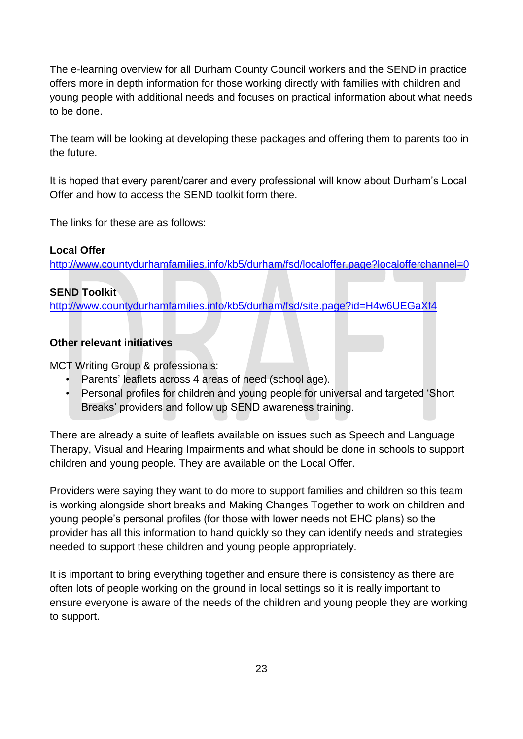The e-learning overview for all Durham County Council workers and the SEND in practice offers more in depth information for those working directly with families with children and young people with additional needs and focuses on practical information about what needs to be done.

The team will be looking at developing these packages and offering them to parents too in the future.

It is hoped that every parent/carer and every professional will know about Durham's Local Offer and how to access the SEND toolkit form there.

The links for these are as follows:

**Local Offer**
http://www.countydurhamfamilies.info/kb5/durham/fsd/localoffer.page?localofferchannel=0

**SEND Toolkit**
http://www.countydurhamfamilies.info/kb5/durham/fsd/site.page?id=H4w6UEGaXf4

**Other relevant initiatives**

MCT Writing Group & professionals:

- Parents' leaflets across 4 areas of need (school age).
- Personal profiles for children and young people for universal and targeted 'Short Breaks' providers and follow up SEND awareness training.

There are already a suite of leaflets available on issues such as Speech and Language Therapy, Visual and Hearing Impairments and what should be done in schools to support children and young people. They are available on the Local Offer.

Providers were saying they want to do more to support families and children so this team is working alongside short breaks and Making Changes Together to work on children and young people's personal profiles (for those with lower needs not EHC plans) so the provider has all this information to hand quickly so they can identify needs and strategies needed to support these children and young people appropriately.

It is important to bring everything together and ensure there is consistency as there are often lots of people working on the ground in local settings so it is really important to ensure everyone is aware of the needs of the children and young people they are working to support.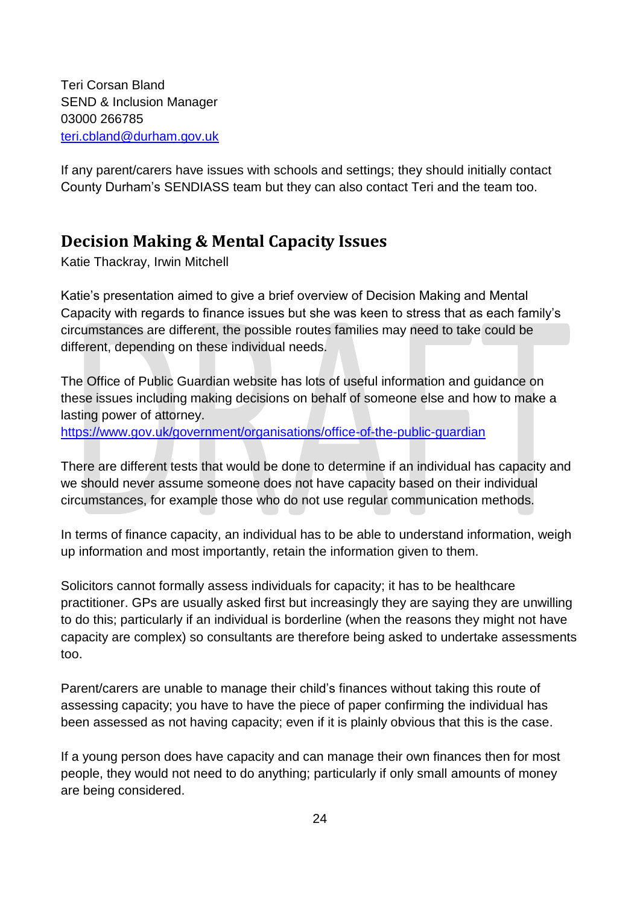Teri Corsan Bland
SEND & Inclusion Manager
03000 266785
[teri.cbland@durham.gov.uk](mailto:teri.cbland@durham.gov.uk)

If any parent/carers have issues with schools and settings; they should initially contact County Durham's SENDIASS team but they can also contact Teri and the team too.

## Decision Making & Mental Capacity Issues

Katie Thackray, Irwin Mitchell

Katie's presentation aimed to give a brief overview of Decision Making and Mental Capacity with regards to finance issues but she was keen to stress that as each family's circumstances are different, the possible routes families may need to take could be different, depending on these individual needs.

The Office of Public Guardian website has lots of useful information and guidance on these issues including making decisions on behalf of someone else and how to make a lasting power of attorney.
[https://www.gov.uk/government/organisations/office-of-the-public-guardian](https://www.gov.uk/government/organisations/office-of-the-public-guardian)

There are different tests that would be done to determine if an individual has capacity and we should never assume someone does not have capacity based on their individual circumstances, for example those who do not use regular communication methods.

In terms of finance capacity, an individual has to be able to understand information, weigh up information and most importantly, retain the information given to them.

Solicitors cannot formally assess individuals for capacity; it has to be healthcare practitioner. GPs are usually asked first but increasingly they are saying they are unwilling to do this; particularly if an individual is borderline (when the reasons they might not have capacity are complex) so consultants are therefore being asked to undertake assessments too.

Parent/carers are unable to manage their child's finances without taking this route of assessing capacity; you have to have the piece of paper confirming the individual has been assessed as not having capacity; even if it is plainly obvious that this is the case.

If a young person does have capacity and can manage their own finances then for most people, they would not need to do anything; particularly if only small amounts of money are being considered.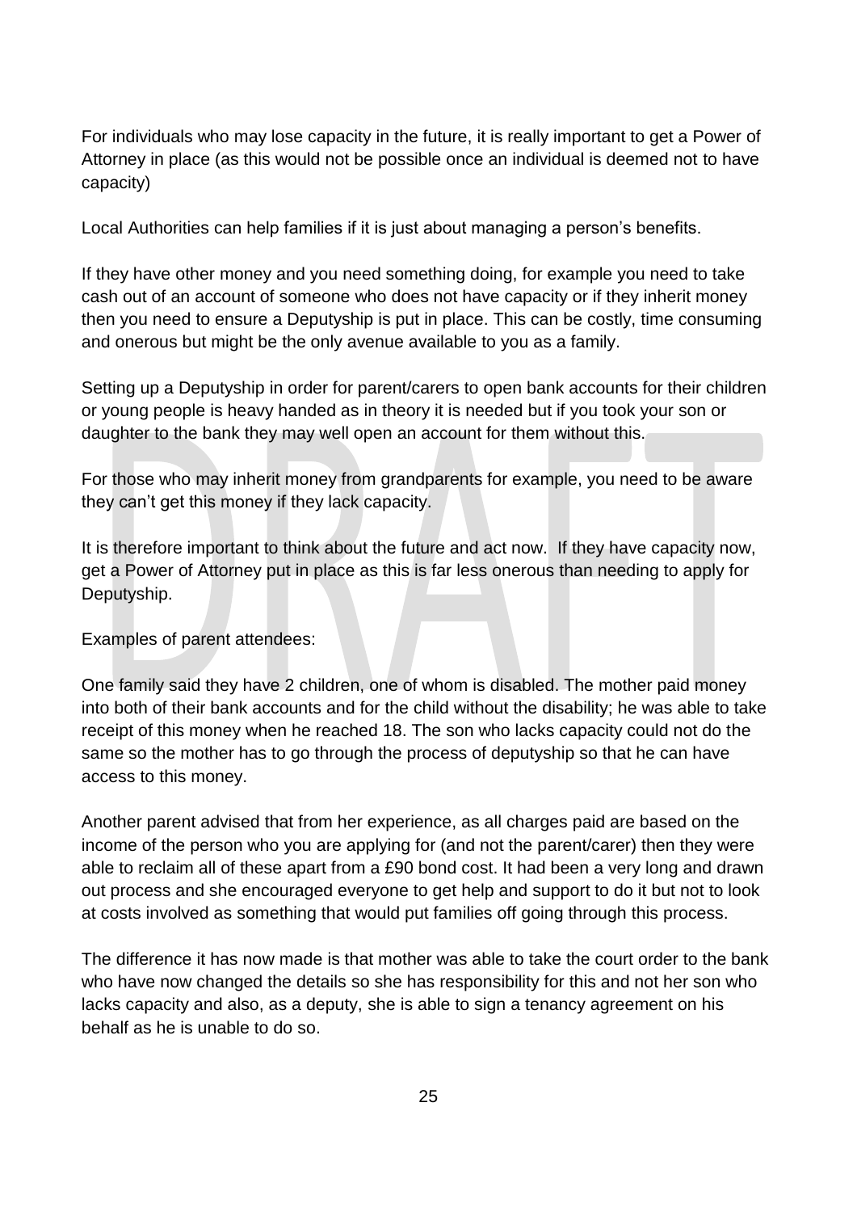For individuals who may lose capacity in the future, it is really important to get a Power of Attorney in place (as this would not be possible once an individual is deemed not to have capacity)

Local Authorities can help families if it is just about managing a person's benefits.

If they have other money and you need something doing, for example you need to take cash out of an account of someone who does not have capacity or if they inherit money then you need to ensure a Deputyship is put in place. This can be costly, time consuming and onerous but might be the only avenue available to you as a family.

Setting up a Deputyship in order for parent/carers to open bank accounts for their children or young people is heavy handed as in theory it is needed but if you took your son or daughter to the bank they may well open an account for them without this.

For those who may inherit money from grandparents for example, you need to be aware they can't get this money if they lack capacity.

It is therefore important to think about the future and act now. If they have capacity now, get a Power of Attorney put in place as this is far less onerous than needing to apply for Deputyship.

Examples of parent attendees:

One family said they have 2 children, one of whom is disabled. The mother paid money into both of their bank accounts and for the child without the disability; he was able to take receipt of this money when he reached 18. The son who lacks capacity could not do the same so the mother has to go through the process of deputyship so that he can have access to this money.

Another parent advised that from her experience, as all charges paid are based on the income of the person who you are applying for (and not the parent/carer) then they were able to reclaim all of these apart from a £90 bond cost. It had been a very long and drawn out process and she encouraged everyone to get help and support to do it but not to look at costs involved as something that would put families off going through this process.

The difference it has now made is that mother was able to take the court order to the bank who have now changed the details so she has responsibility for this and not her son who lacks capacity and also, as a deputy, she is able to sign a tenancy agreement on his behalf as he is unable to do so.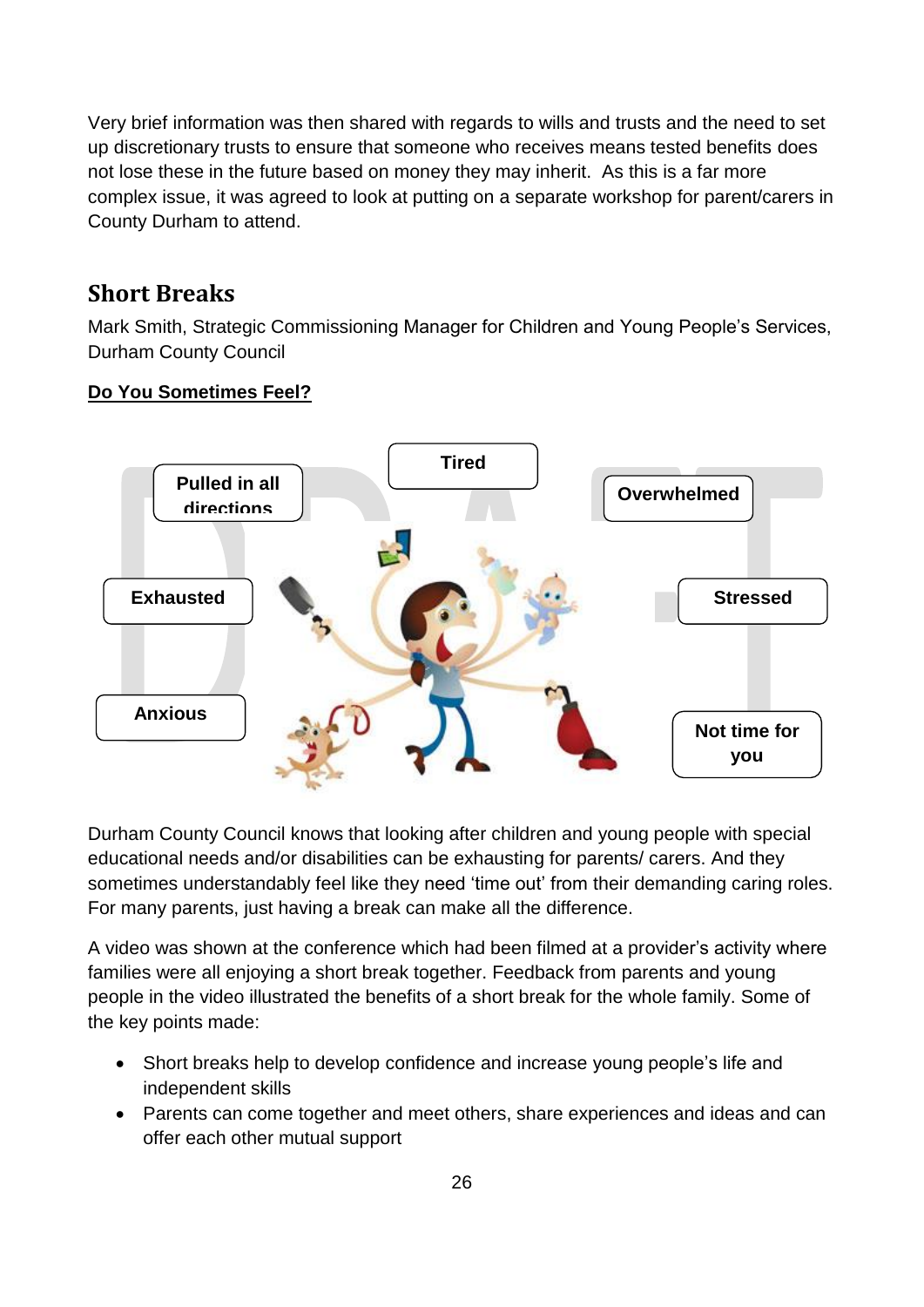Very brief information was then shared with regards to wills and trusts and the need to set up discretionary trusts to ensure that someone who receives means tested benefits does not lose these in the future based on money they may inherit. As this is a far more complex issue, it was agreed to look at putting on a separate workshop for parent/carers in County Durham to attend.

## Short Breaks

Mark Smith, Strategic Commissioning Manager for Children and Young People's Services, Durham County Council

**Do You Sometimes Feel?**

- Pulled in all directions
- Tired
- Overwhelmed
- Exhausted
- Stressed
- Anxious
- Not time for you

Durham County Council knows that looking after children and young people with special educational needs and/or disabilities can be exhausting for parents/ carers. And they sometimes understandably feel like they need 'time out' from their demanding caring roles. For many parents, just having a break can make all the difference.

A video was shown at the conference which had been filmed at a provider's activity where families were all enjoying a short break together. Feedback from parents and young people in the video illustrated the benefits of a short break for the whole family. Some of the key points made:

- Short breaks help to develop confidence and increase young people's life and independent skills
- Parents can come together and meet others, share experiences and ideas and can offer each other mutual support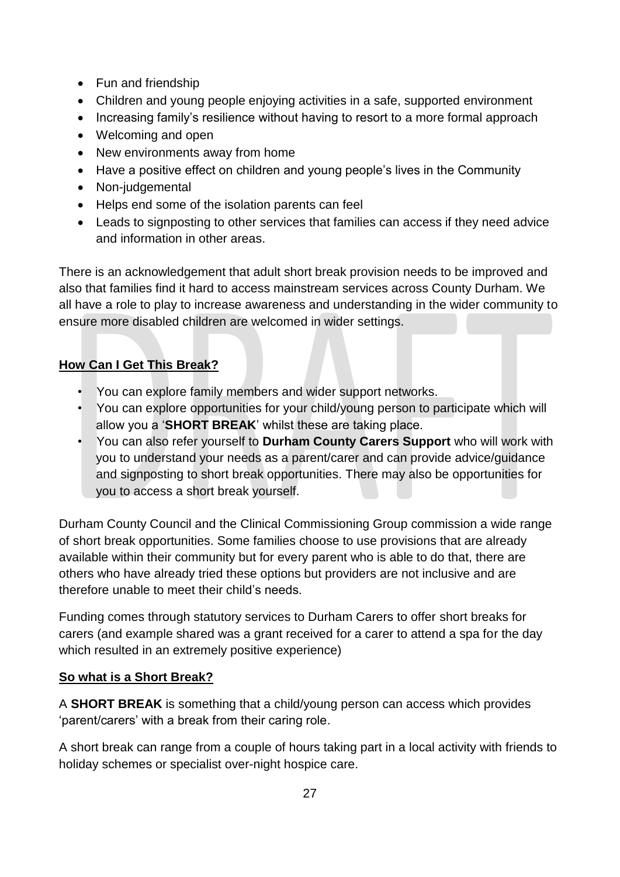- Fun and friendship
- Children and young people enjoying activities in a safe, supported environment
- Increasing family's resilience without having to resort to a more formal approach
- Welcoming and open
- New environments away from home
- Have a positive effect on children and young people's lives in the Community
- Non-judgemental
- Helps end some of the isolation parents can feel
- Leads to signposting to other services that families can access if they need advice and information in other areas.

There is an acknowledgement that adult short break provision needs to be improved and also that families find it hard to access mainstream services across County Durham. We all have a role to play to increase awareness and understanding in the wider community to ensure more disabled children are welcomed in wider settings.

**How Can I Get This Break?**

- You can explore family members and wider support networks.
- You can explore opportunities for your child/young person to participate which will allow you a '**SHORT BREAK**' whilst these are taking place.
- You can also refer yourself to **Durham County Carers Support** who will work with you to understand your needs as a parent/carer and can provide advice/guidance and signposting to short break opportunities. There may also be opportunities for you to access a short break yourself.

Durham County Council and the Clinical Commissioning Group commission a wide range of short break opportunities. Some families choose to use provisions that are already available within their community but for every parent who is able to do that, there are others who have already tried these options but providers are not inclusive and are therefore unable to meet their child's needs.

Funding comes through statutory services to Durham Carers to offer short breaks for carers (and example shared was a grant received for a carer to attend a spa for the day which resulted in an extremely positive experience)

**So what is a Short Break?**

A **SHORT BREAK** is something that a child/young person can access which provides 'parent/carers' with a break from their caring role.

A short break can range from a couple of hours taking part in a local activity with friends to holiday schemes or specialist over-night hospice care.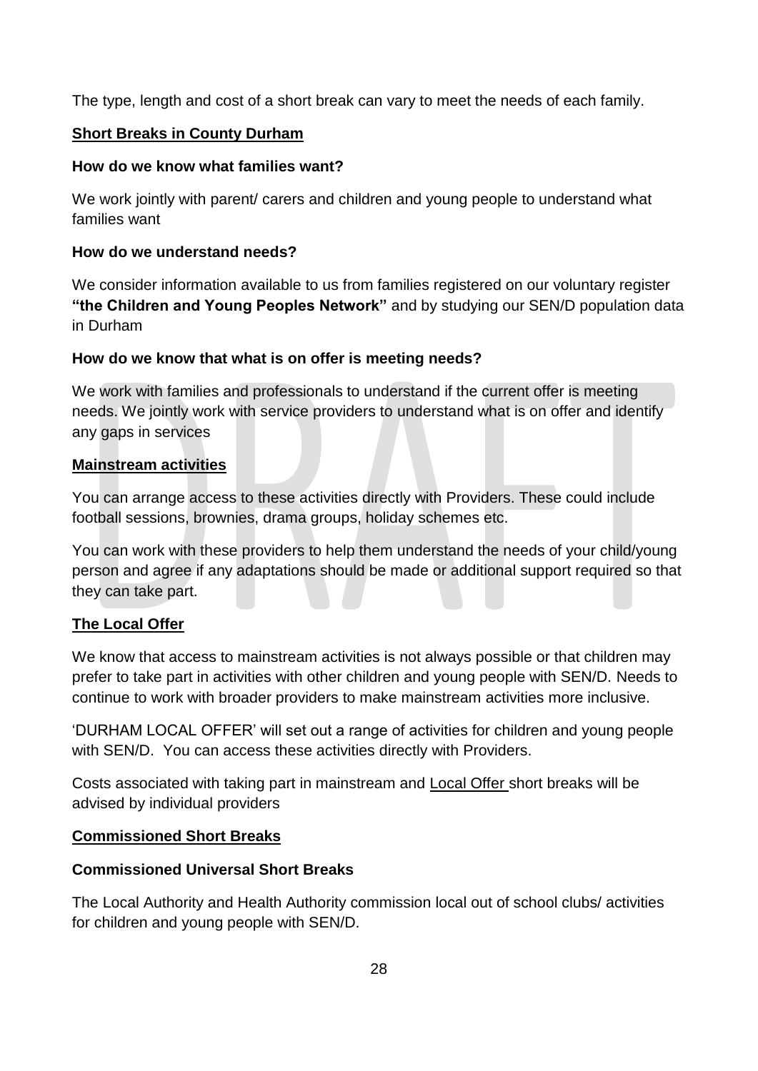The type, length and cost of a short break can vary to meet the needs of each family.

## Short Breaks in County Durham

**How do we know what families want?**

We work jointly with parent/ carers and children and young people to understand what families want

**How do we understand needs?**

We consider information available to us from families registered on our voluntary register **"the Children and Young Peoples Network"** and by studying our SEN/D population data in Durham

**How do we know that what is on offer is meeting needs?**

We work with families and professionals to understand if the current offer is meeting needs. We jointly work with service providers to understand what is on offer and identify any gaps in services

## Mainstream activities

You can arrange access to these activities directly with Providers. These could include football sessions, brownies, drama groups, holiday schemes etc.

You can work with these providers to help them understand the needs of your child/young person and agree if any adaptations should be made or additional support required so that they can take part.

## The Local Offer

We know that access to mainstream activities is not always possible or that children may prefer to take part in activities with other children and young people with SEN/D. Needs to continue to work with broader providers to make mainstream activities more inclusive.

'DURHAM LOCAL OFFER' will set out a range of activities for children and young people with SEN/D. You can access these activities directly with Providers.

Costs associated with taking part in mainstream and Local Offer short breaks will be advised by individual providers

## Commissioned Short Breaks

**Commissioned Universal Short Breaks**

The Local Authority and Health Authority commission local out of school clubs/ activities for children and young people with SEN/D.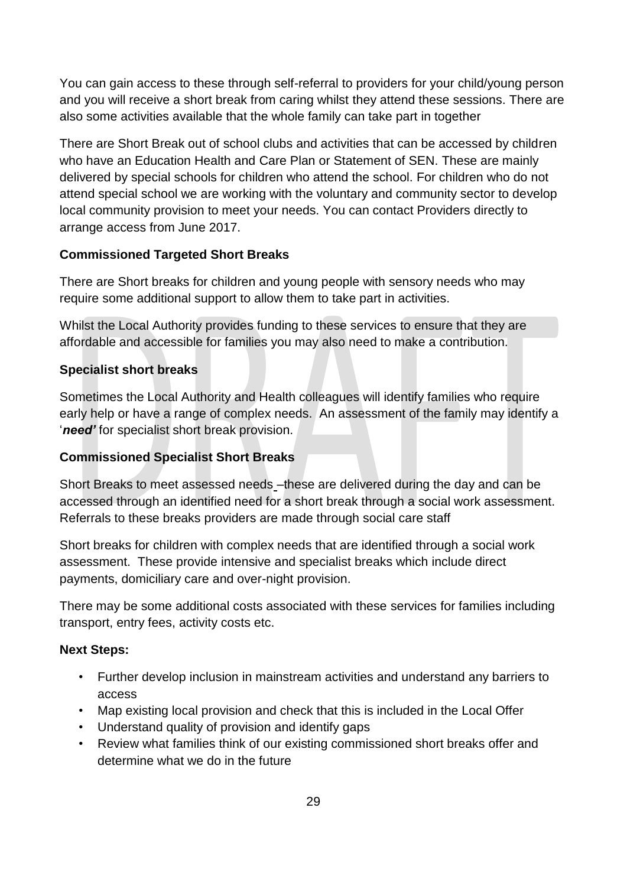You can gain access to these through self-referral to providers for your child/young person and you will receive a short break from caring whilst they attend these sessions. There are also some activities available that the whole family can take part in together

There are Short Break out of school clubs and activities that can be accessed by children who have an Education Health and Care Plan or Statement of SEN. These are mainly delivered by special schools for children who attend the school. For children who do not attend special school we are working with the voluntary and community sector to develop local community provision to meet your needs. You can contact Providers directly to arrange access from June 2017.

**Commissioned Targeted Short Breaks**

There are Short breaks for children and young people with sensory needs who may require some additional support to allow them to take part in activities.

Whilst the Local Authority provides funding to these services to ensure that they are affordable and accessible for families you may also need to make a contribution.

**Specialist short breaks**

Sometimes the Local Authority and Health colleagues will identify families who require early help or have a range of complex needs. An assessment of the family may identify a '***need'*** for specialist short break provision.

**Commissioned Specialist Short Breaks**

Short Breaks to meet assessed needs –these are delivered during the day and can be accessed through an identified need for a short break through a social work assessment. Referrals to these breaks providers are made through social care staff

Short breaks for children with complex needs that are identified through a social work assessment. These provide intensive and specialist breaks which include direct payments, domiciliary care and over-night provision.

There may be some additional costs associated with these services for families including transport, entry fees, activity costs etc.

**Next Steps:**

- Further develop inclusion in mainstream activities and understand any barriers to access
- Map existing local provision and check that this is included in the Local Offer
- Understand quality of provision and identify gaps
- Review what families think of our existing commissioned short breaks offer and determine what we do in the future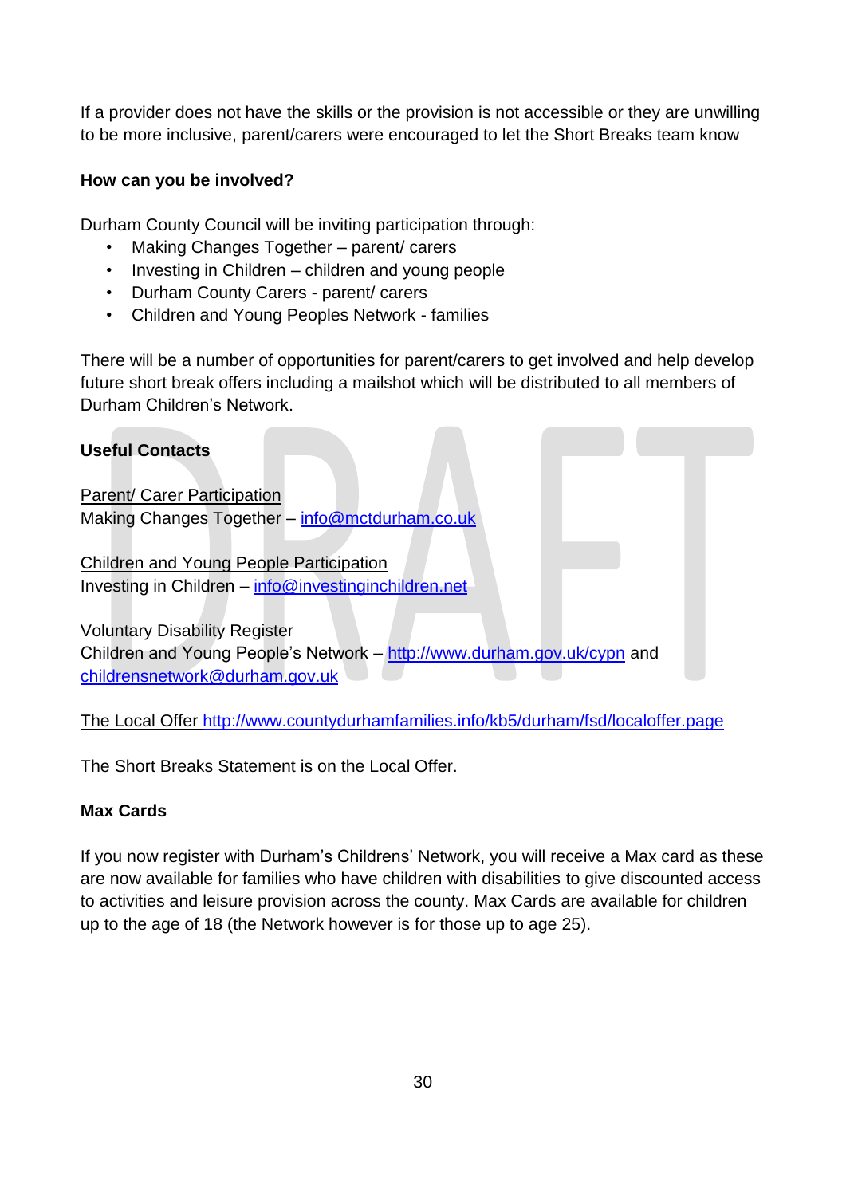If a provider does not have the skills or the provision is not accessible or they are unwilling to be more inclusive, parent/carers were encouraged to let the Short Breaks team know

**How can you be involved?**

Durham County Council will be inviting participation through:

- Making Changes Together – parent/ carers
- Investing in Children – children and young people
- Durham County Carers - parent/ carers
- Children and Young Peoples Network - families

There will be a number of opportunities for parent/carers to get involved and help develop future short break offers including a mailshot which will be distributed to all members of Durham Children's Network.

**Useful Contacts**

Parent/ Carer Participation
Making Changes Together – info@mctdurham.co.uk

Children and Young People Participation
Investing in Children – info@investinginchildren.net

Voluntary Disability Register
Children and Young People's Network – http://www.durham.gov.uk/cypn and childrensnetwork@durham.gov.uk

The Local Offer http://www.countydurhamfamilies.info/kb5/durham/fsd/localoffer.page

The Short Breaks Statement is on the Local Offer.

**Max Cards**

If you now register with Durham's Childrens' Network, you will receive a Max card as these are now available for families who have children with disabilities to give discounted access to activities and leisure provision across the county. Max Cards are available for children up to the age of 18 (the Network however is for those up to age 25).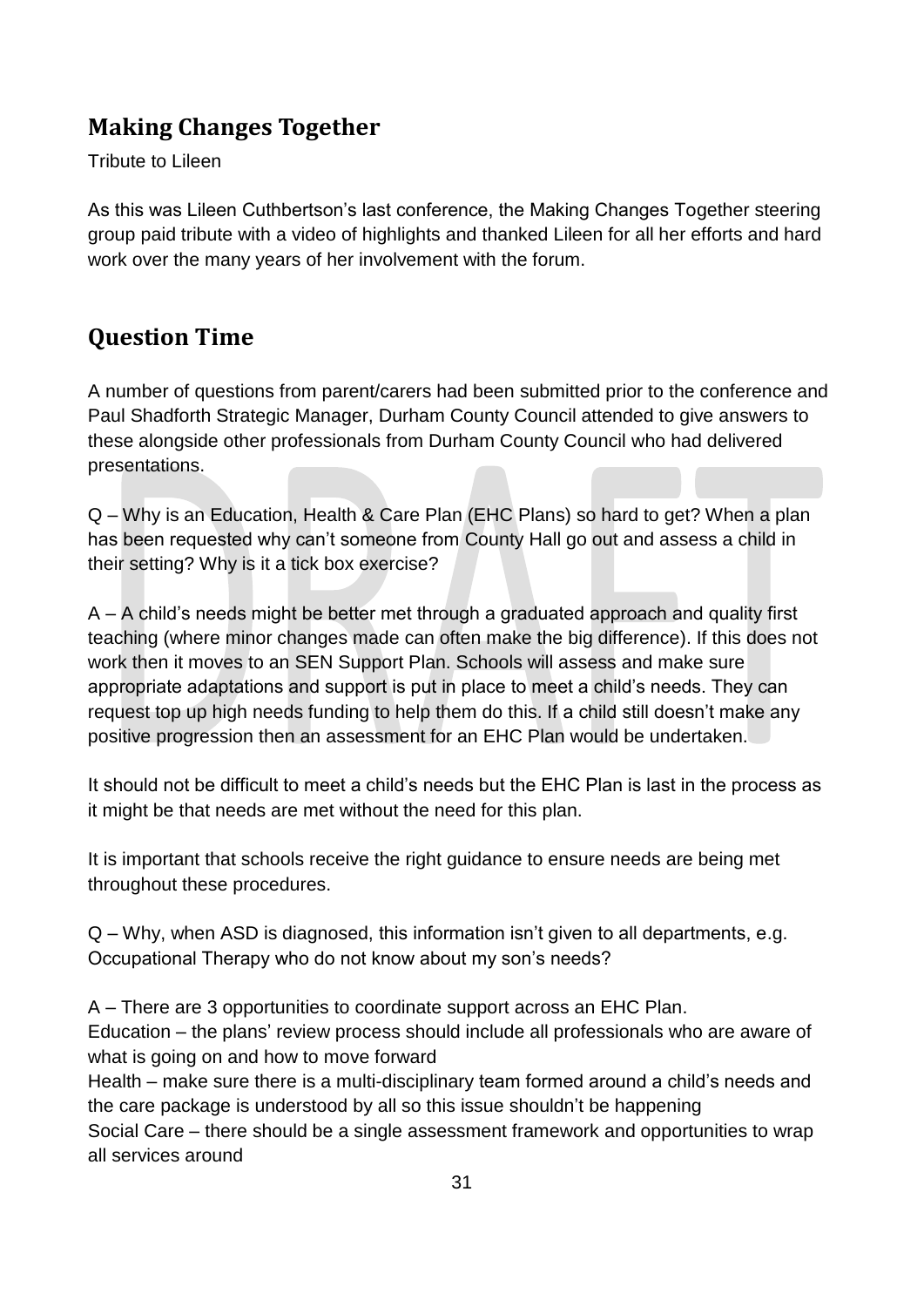## Making Changes Together

Tribute to Lileen

As this was Lileen Cuthbertson's last conference, the Making Changes Together steering group paid tribute with a video of highlights and thanked Lileen for all her efforts and hard work over the many years of her involvement with the forum.

## Question Time

A number of questions from parent/carers had been submitted prior to the conference and Paul Shadforth Strategic Manager, Durham County Council attended to give answers to these alongside other professionals from Durham County Council who had delivered presentations.

Q – Why is an Education, Health & Care Plan (EHC Plans) so hard to get? When a plan has been requested why can't someone from County Hall go out and assess a child in their setting? Why is it a tick box exercise?

A – A child's needs might be better met through a graduated approach and quality first teaching (where minor changes made can often make the big difference). If this does not work then it moves to an SEN Support Plan. Schools will assess and make sure appropriate adaptations and support is put in place to meet a child's needs. They can request top up high needs funding to help them do this. If a child still doesn't make any positive progression then an assessment for an EHC Plan would be undertaken.

It should not be difficult to meet a child's needs but the EHC Plan is last in the process as it might be that needs are met without the need for this plan.

It is important that schools receive the right guidance to ensure needs are being met throughout these procedures.

Q – Why, when ASD is diagnosed, this information isn't given to all departments, e.g. Occupational Therapy who do not know about my son's needs?

A – There are 3 opportunities to coordinate support across an EHC Plan.
Education – the plans' review process should include all professionals who are aware of what is going on and how to move forward
Health – make sure there is a multi-disciplinary team formed around a child's needs and the care package is understood by all so this issue shouldn't be happening
Social Care – there should be a single assessment framework and opportunities to wrap all services around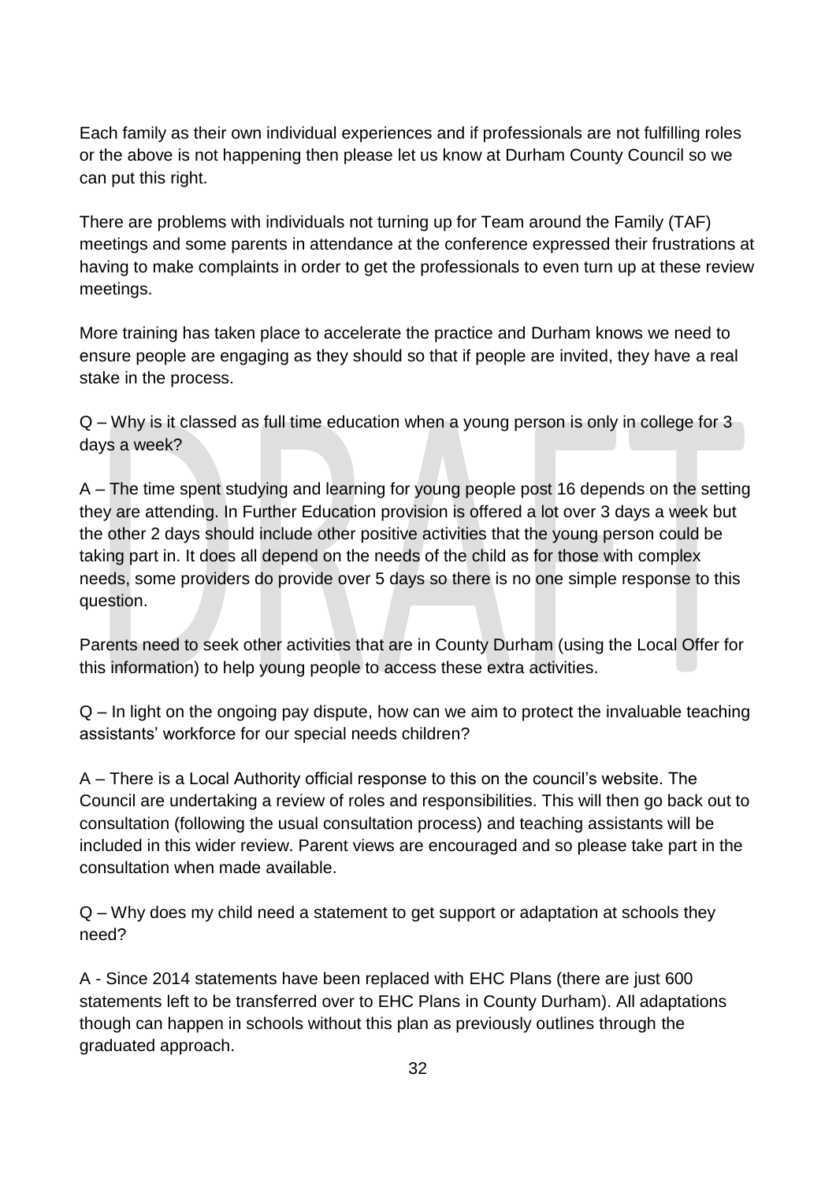Each family as their own individual experiences and if professionals are not fulfilling roles or the above is not happening then please let us know at Durham County Council so we can put this right.

There are problems with individuals not turning up for Team around the Family (TAF) meetings and some parents in attendance at the conference expressed their frustrations at having to make complaints in order to get the professionals to even turn up at these review meetings.

More training has taken place to accelerate the practice and Durham knows we need to ensure people are engaging as they should so that if people are invited, they have a real stake in the process.

Q – Why is it classed as full time education when a young person is only in college for 3 days a week?

A – The time spent studying and learning for young people post 16 depends on the setting they are attending. In Further Education provision is offered a lot over 3 days a week but the other 2 days should include other positive activities that the young person could be taking part in. It does all depend on the needs of the child as for those with complex needs, some providers do provide over 5 days so there is no one simple response to this question.

Parents need to seek other activities that are in County Durham (using the Local Offer for this information) to help young people to access these extra activities.

Q – In light on the ongoing pay dispute, how can we aim to protect the invaluable teaching assistants' workforce for our special needs children?

A – There is a Local Authority official response to this on the council's website. The Council are undertaking a review of roles and responsibilities. This will then go back out to consultation (following the usual consultation process) and teaching assistants will be included in this wider review. Parent views are encouraged and so please take part in the consultation when made available.

Q – Why does my child need a statement to get support or adaptation at schools they need?

A - Since 2014 statements have been replaced with EHC Plans (there are just 600 statements left to be transferred over to EHC Plans in County Durham). All adaptations though can happen in schools without this plan as previously outlines through the graduated approach.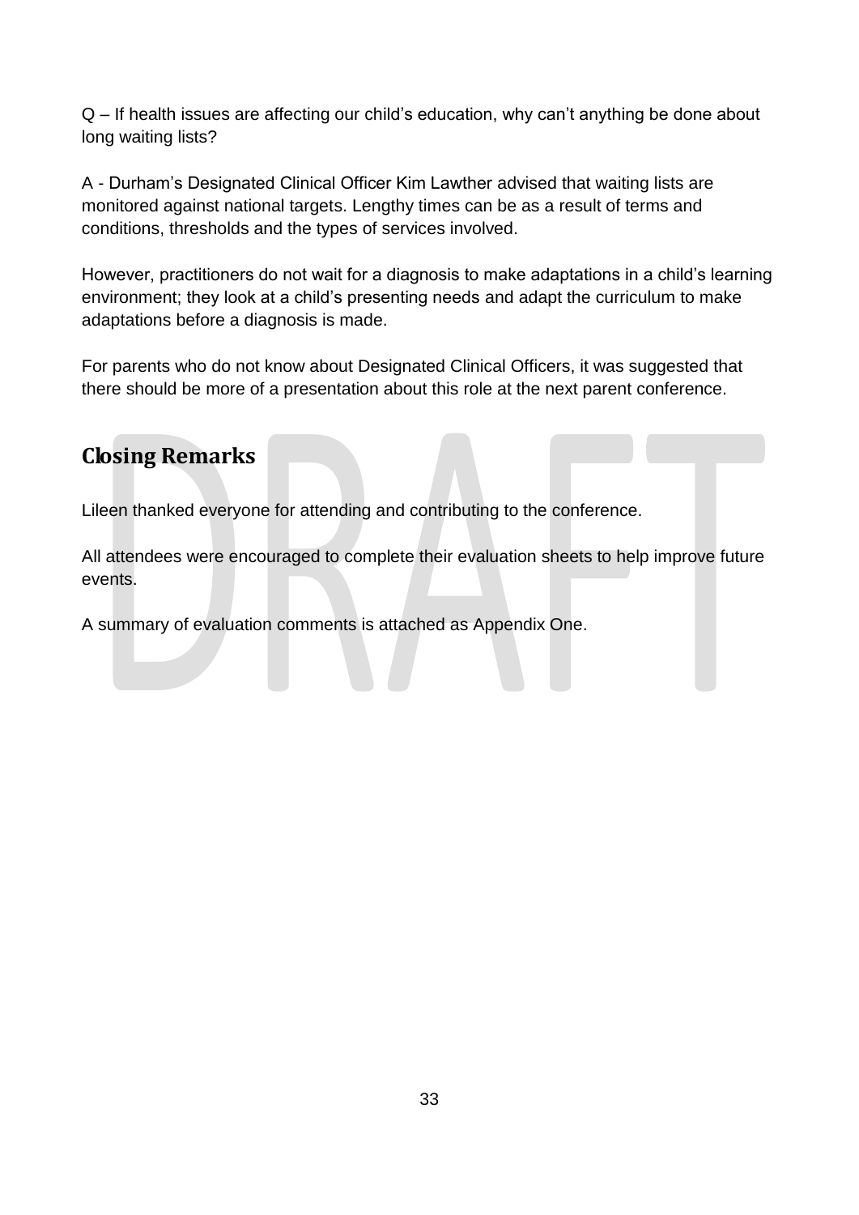Q – If health issues are affecting our child's education, why can't anything be done about long waiting lists?

A - Durham's Designated Clinical Officer Kim Lawther advised that waiting lists are monitored against national targets. Lengthy times can be as a result of terms and conditions, thresholds and the types of services involved.

However, practitioners do not wait for a diagnosis to make adaptations in a child's learning environment; they look at a child's presenting needs and adapt the curriculum to make adaptations before a diagnosis is made.

For parents who do not know about Designated Clinical Officers, it was suggested that there should be more of a presentation about this role at the next parent conference.

## Closing Remarks

Lileen thanked everyone for attending and contributing to the conference.

All attendees were encouraged to complete their evaluation sheets to help improve future events.

A summary of evaluation comments is attached as Appendix One.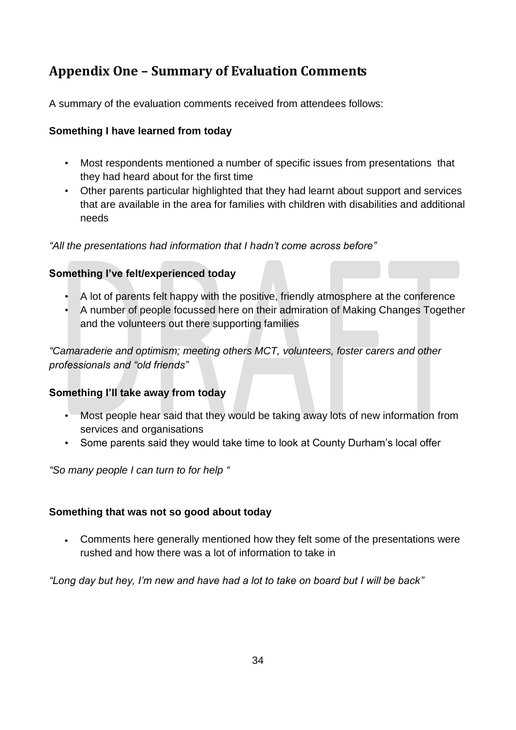## Appendix One – Summary of Evaluation Comments

A summary of the evaluation comments received from attendees follows:

**Something I have learned from today**

- Most respondents mentioned a number of specific issues from presentations that they had heard about for the first time
- Other parents particular highlighted that they had learnt about support and services that are available in the area for families with children with disabilities and additional needs

*"All the presentations had information that I hadn't come across before"*

**Something I've felt/experienced today**

- A lot of parents felt happy with the positive, friendly atmosphere at the conference
- A number of people focussed here on their admiration of Making Changes Together and the volunteers out there supporting families

*"Camaraderie and optimism; meeting others MCT, volunteers, foster carers and other professionals and "old friends"*

**Something I'll take away from today**

- Most people hear said that they would be taking away lots of new information from services and organisations
- Some parents said they would take time to look at County Durham's local offer

*"So many people I can turn to for help "*

**Something that was not so good about today**

- Comments here generally mentioned how they felt some of the presentations were rushed and how there was a lot of information to take in

*"Long day but hey, I'm new and have had a lot to take on board but I will be back"*